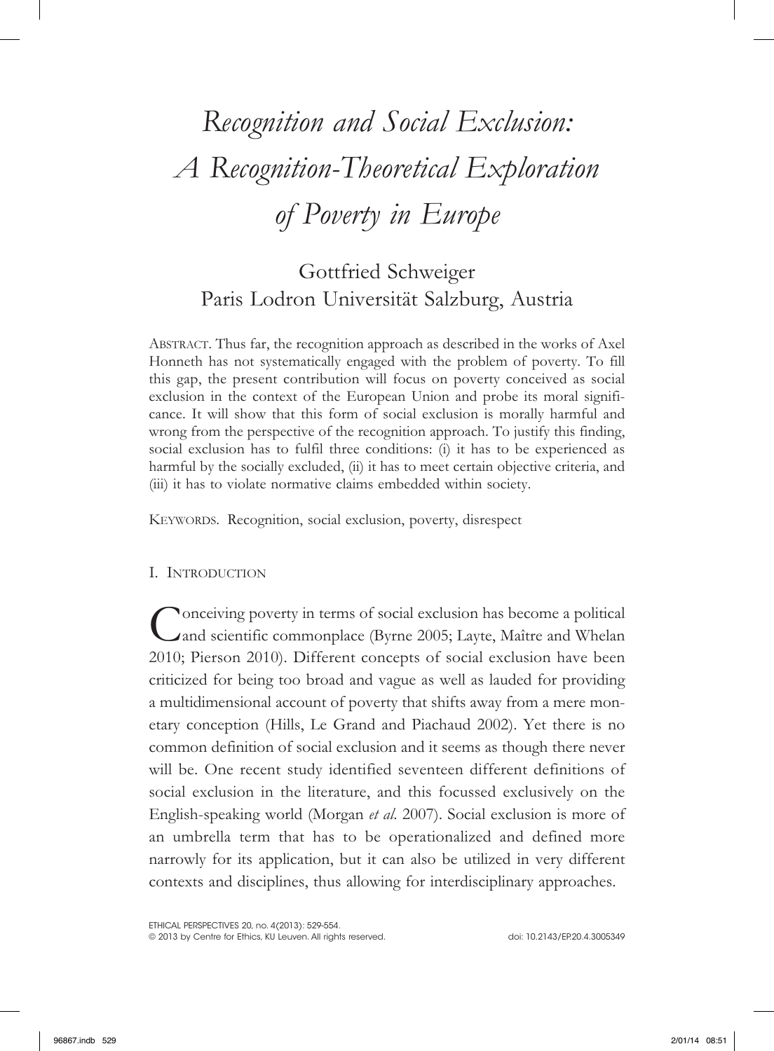# *Recognition and Social Exclusion: A Recognition-Theoretical Exploration of Poverty in Europe*

Gottfried Schweiger
Paris Lodron Universität Salzburg, Austria

ABSTRACT. Thus far, the recognition approach as described in the works of Axel Honneth has not systematically engaged with the problem of poverty. To fill this gap, the present contribution will focus on poverty conceived as social exclusion in the context of the European Union and probe its moral significance. It will show that this form of social exclusion is morally harmful and wrong from the perspective of the recognition approach. To justify this finding, social exclusion has to fulfil three conditions: (i) it has to be experienced as harmful by the socially excluded, (ii) it has to meet certain objective criteria, and (iii) it has to violate normative claims embedded within society.

KEYWORDS. Recognition, social exclusion, poverty, disrespect

## I. INTRODUCTION

Conceiving poverty in terms of social exclusion has become a political and scientific commonplace (Byrne 2005; Layte, Maître and Whelan 2010; Pierson 2010). Different concepts of social exclusion have been criticized for being too broad and vague as well as lauded for providing a multidimensional account of poverty that shifts away from a mere monetary conception (Hills, Le Grand and Piachaud 2002). Yet there is no common definition of social exclusion and it seems as though there never will be. One recent study identified seventeen different definitions of social exclusion in the literature, and this focussed exclusively on the English-speaking world (Morgan *et al*. 2007). Social exclusion is more of an umbrella term that has to be operationalized and defined more narrowly for its application, but it can also be utilized in very different contexts and disciplines, thus allowing for interdisciplinary approaches.

ETHICAL PERSPECTIVES 20, no. 4(2013): 529-554.
© 2013 by Centre for Ethics, KU Leuven. All rights reserved. doi: 10.2143/EP.20.4.3005349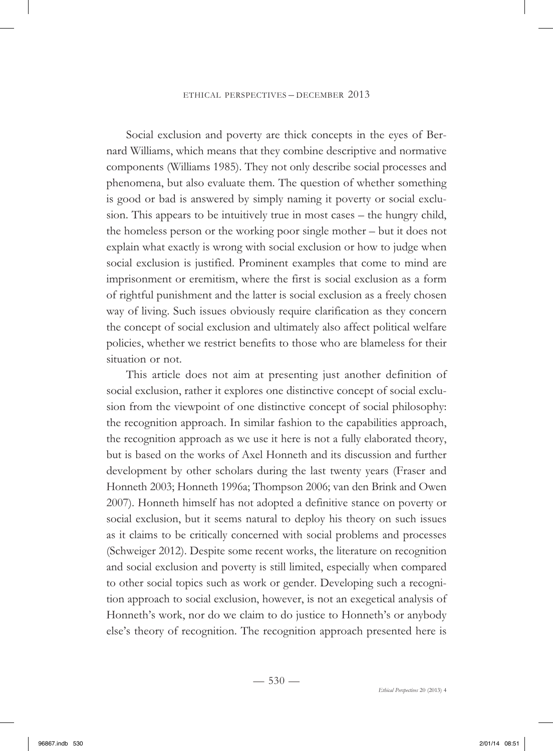Social exclusion and poverty are thick concepts in the eyes of Bernard Williams, which means that they combine descriptive and normative components (Williams 1985). They not only describe social processes and phenomena, but also evaluate them. The question of whether something is good or bad is answered by simply naming it poverty or social exclusion. This appears to be intuitively true in most cases – the hungry child, the homeless person or the working poor single mother – but it does not explain what exactly is wrong with social exclusion or how to judge when social exclusion is justified. Prominent examples that come to mind are imprisonment or eremitism, where the first is social exclusion as a form of rightful punishment and the latter is social exclusion as a freely chosen way of living. Such issues obviously require clarification as they concern the concept of social exclusion and ultimately also affect political welfare policies, whether we restrict benefits to those who are blameless for their situation or not.

This article does not aim at presenting just another definition of social exclusion, rather it explores one distinctive concept of social exclusion from the viewpoint of one distinctive concept of social philosophy: the recognition approach. In similar fashion to the capabilities approach, the recognition approach as we use it here is not a fully elaborated theory, but is based on the works of Axel Honneth and its discussion and further development by other scholars during the last twenty years (Fraser and Honneth 2003; Honneth 1996a; Thompson 2006; van den Brink and Owen 2007). Honneth himself has not adopted a definitive stance on poverty or social exclusion, but it seems natural to deploy his theory on such issues as it claims to be critically concerned with social problems and processes (Schweiger 2012). Despite some recent works, the literature on recognition and social exclusion and poverty is still limited, especially when compared to other social topics such as work or gender. Developing such a recognition approach to social exclusion, however, is not an exegetical analysis of Honneth's work, nor do we claim to do justice to Honneth's or anybody else's theory of recognition. The recognition approach presented here is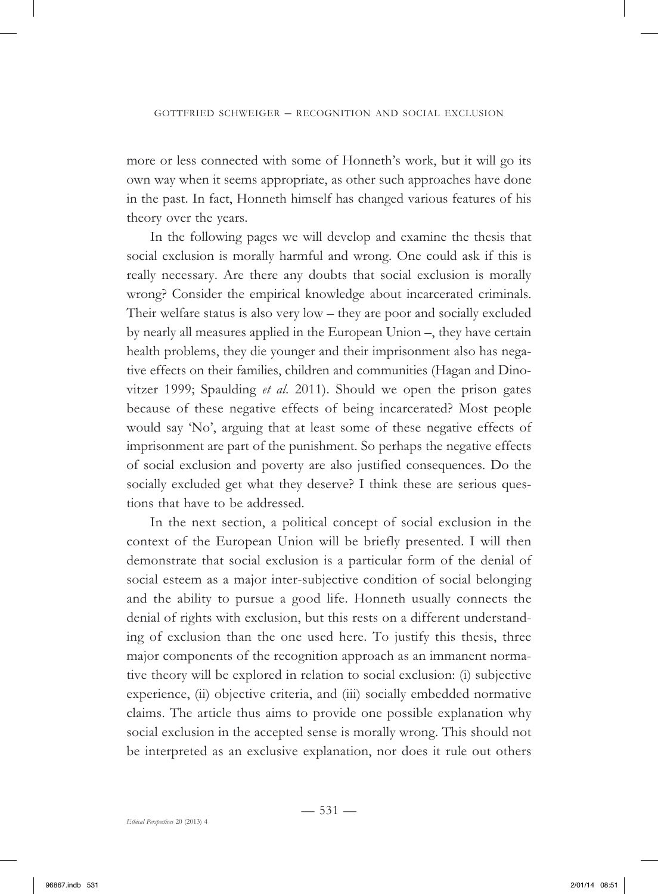more or less connected with some of Honneth's work, but it will go its own way when it seems appropriate, as other such approaches have done in the past. In fact, Honneth himself has changed various features of his theory over the years.

In the following pages we will develop and examine the thesis that social exclusion is morally harmful and wrong. One could ask if this is really necessary. Are there any doubts that social exclusion is morally wrong? Consider the empirical knowledge about incarcerated criminals. Their welfare status is also very low – they are poor and socially excluded by nearly all measures applied in the European Union –, they have certain health problems, they die younger and their imprisonment also has negative effects on their families, children and communities (Hagan and Dinovitzer 1999; Spaulding *et al.* 2011). Should we open the prison gates because of these negative effects of being incarcerated? Most people would say 'No', arguing that at least some of these negative effects of imprisonment are part of the punishment. So perhaps the negative effects of social exclusion and poverty are also justified consequences. Do the socially excluded get what they deserve? I think these are serious questions that have to be addressed.

In the next section, a political concept of social exclusion in the context of the European Union will be briefly presented. I will then demonstrate that social exclusion is a particular form of the denial of social esteem as a major inter-subjective condition of social belonging and the ability to pursue a good life. Honneth usually connects the denial of rights with exclusion, but this rests on a different understanding of exclusion than the one used here. To justify this thesis, three major components of the recognition approach as an immanent normative theory will be explored in relation to social exclusion: (i) subjective experience, (ii) objective criteria, and (iii) socially embedded normative claims. The article thus aims to provide one possible explanation why social exclusion in the accepted sense is morally wrong. This should not be interpreted as an exclusive explanation, nor does it rule out others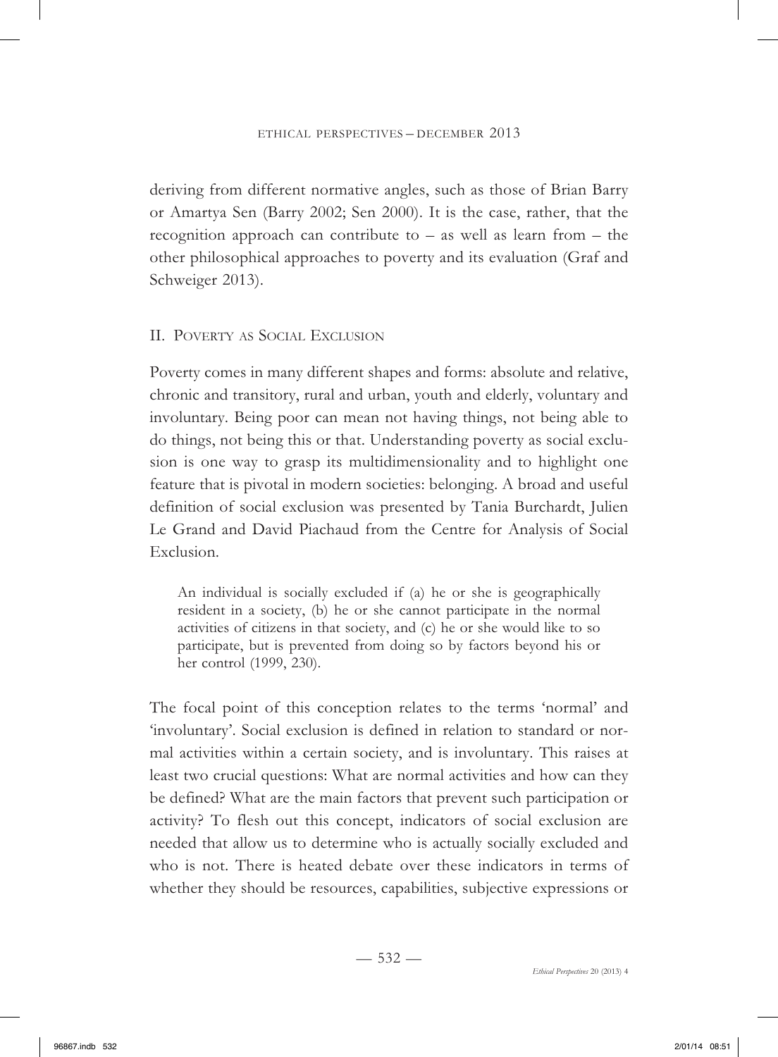deriving from different normative angles, such as those of Brian Barry or Amartya Sen (Barry 2002; Sen 2000). It is the case, rather, that the recognition approach can contribute to – as well as learn from – the other philosophical approaches to poverty and its evaluation (Graf and Schweiger 2013).

## II. Poverty as Social Exclusion

Poverty comes in many different shapes and forms: absolute and relative, chronic and transitory, rural and urban, youth and elderly, voluntary and involuntary. Being poor can mean not having things, not being able to do things, not being this or that. Understanding poverty as social exclusion is one way to grasp its multidimensionality and to highlight one feature that is pivotal in modern societies: belonging. A broad and useful definition of social exclusion was presented by Tania Burchardt, Julien Le Grand and David Piachaud from the Centre for Analysis of Social Exclusion.

> An individual is socially excluded if (a) he or she is geographically resident in a society, (b) he or she cannot participate in the normal activities of citizens in that society, and (c) he or she would like to so participate, but is prevented from doing so by factors beyond his or her control (1999, 230).

The focal point of this conception relates to the terms 'normal' and 'involuntary'. Social exclusion is defined in relation to standard or normal activities within a certain society, and is involuntary. This raises at least two crucial questions: What are normal activities and how can they be defined? What are the main factors that prevent such participation or activity? To flesh out this concept, indicators of social exclusion are needed that allow us to determine who is actually socially excluded and who is not. There is heated debate over these indicators in terms of whether they should be resources, capabilities, subjective expressions or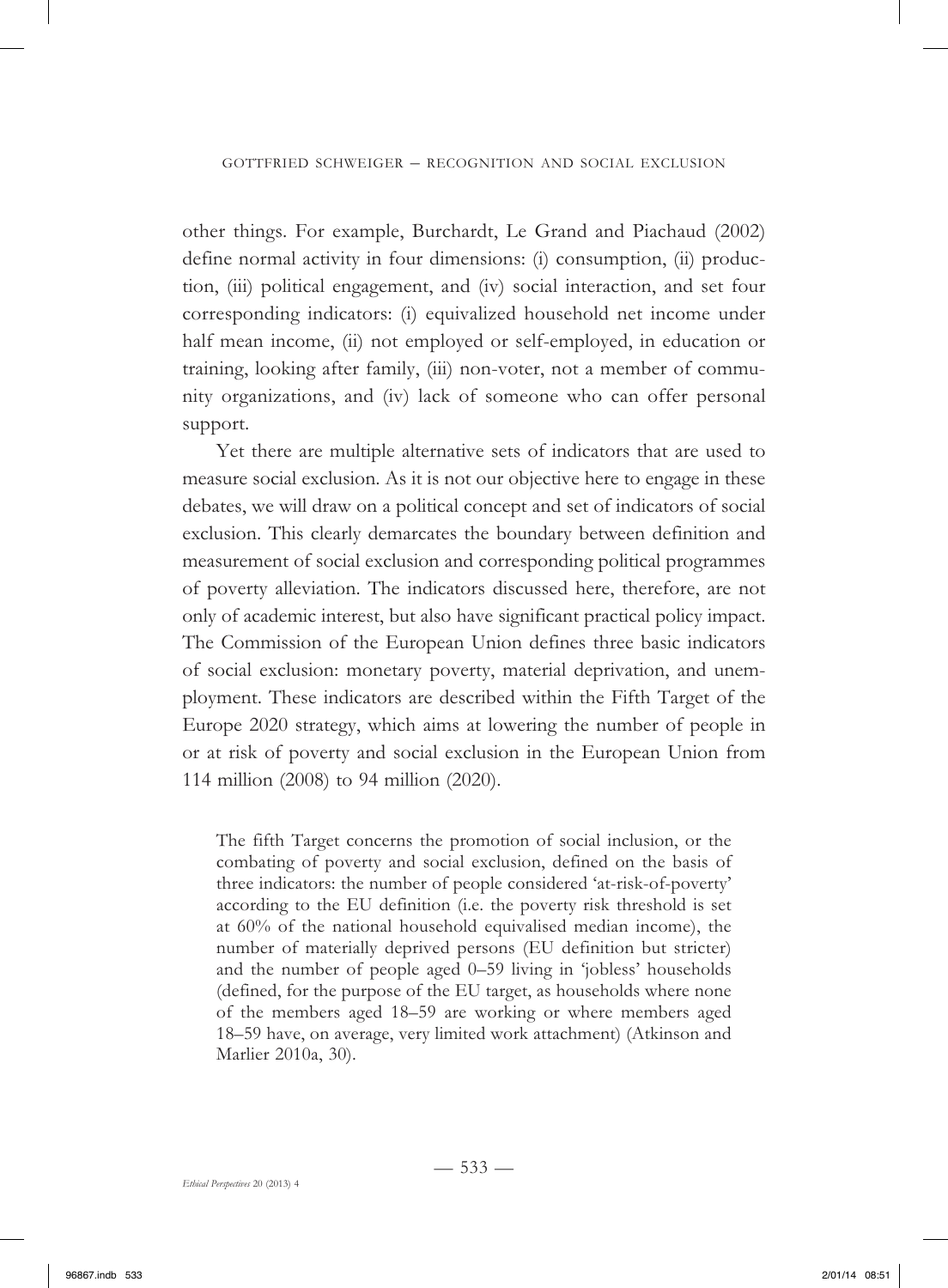other things. For example, Burchardt, Le Grand and Piachaud (2002) define normal activity in four dimensions: (i) consumption, (ii) production, (iii) political engagement, and (iv) social interaction, and set four corresponding indicators: (i) equivalized household net income under half mean income, (ii) not employed or self-employed, in education or training, looking after family, (iii) non-voter, not a member of community organizations, and (iv) lack of someone who can offer personal support.

Yet there are multiple alternative sets of indicators that are used to measure social exclusion. As it is not our objective here to engage in these debates, we will draw on a political concept and set of indicators of social exclusion. This clearly demarcates the boundary between definition and measurement of social exclusion and corresponding political programmes of poverty alleviation. The indicators discussed here, therefore, are not only of academic interest, but also have significant practical policy impact. The Commission of the European Union defines three basic indicators of social exclusion: monetary poverty, material deprivation, and unemployment. These indicators are described within the Fifth Target of the Europe 2020 strategy, which aims at lowering the number of people in or at risk of poverty and social exclusion in the European Union from 114 million (2008) to 94 million (2020).

> The fifth Target concerns the promotion of social inclusion, or the combating of poverty and social exclusion, defined on the basis of three indicators: the number of people considered 'at-risk-of-poverty' according to the EU definition (i.e. the poverty risk threshold is set at 60% of the national household equivalised median income), the number of materially deprived persons (EU definition but stricter) and the number of people aged 0–59 living in 'jobless' households (defined, for the purpose of the EU target, as households where none of the members aged 18–59 are working or where members aged 18–59 have, on average, very limited work attachment) (Atkinson and Marlier 2010a, 30).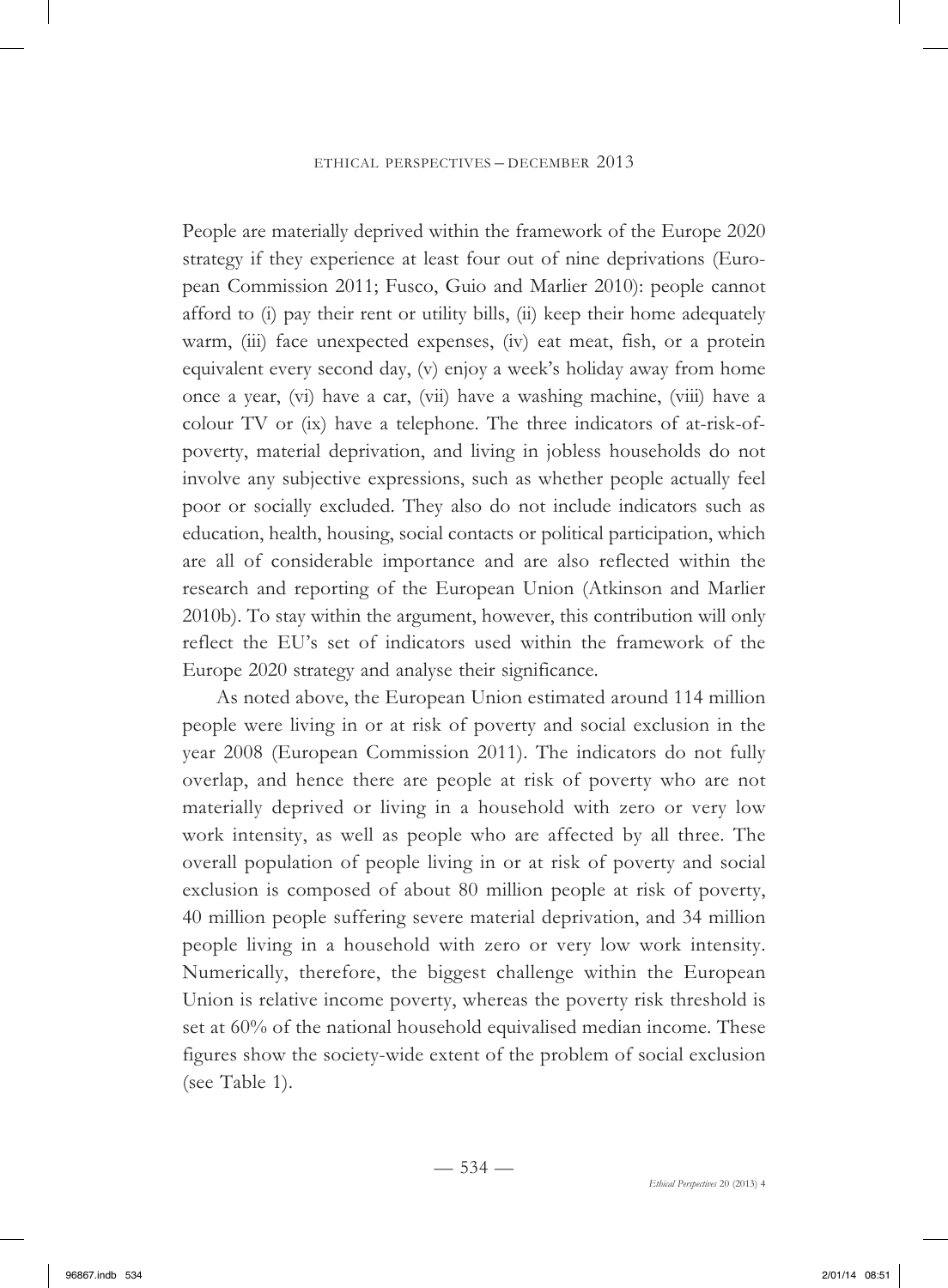People are materially deprived within the framework of the Europe 2020 strategy if they experience at least four out of nine deprivations (European Commission 2011; Fusco, Guio and Marlier 2010): people cannot afford to (i) pay their rent or utility bills, (ii) keep their home adequately warm, (iii) face unexpected expenses, (iv) eat meat, fish, or a protein equivalent every second day, (v) enjoy a week's holiday away from home once a year, (vi) have a car, (vii) have a washing machine, (viii) have a colour TV or (ix) have a telephone. The three indicators of at-risk-of-poverty, material deprivation, and living in jobless households do not involve any subjective expressions, such as whether people actually feel poor or socially excluded. They also do not include indicators such as education, health, housing, social contacts or political participation, which are all of considerable importance and are also reflected within the research and reporting of the European Union (Atkinson and Marlier 2010b). To stay within the argument, however, this contribution will only reflect the EU's set of indicators used within the framework of the Europe 2020 strategy and analyse their significance.

As noted above, the European Union estimated around 114 million people were living in or at risk of poverty and social exclusion in the year 2008 (European Commission 2011). The indicators do not fully overlap, and hence there are people at risk of poverty who are not materially deprived or living in a household with zero or very low work intensity, as well as people who are affected by all three. The overall population of people living in or at risk of poverty and social exclusion is composed of about 80 million people at risk of poverty, 40 million people suffering severe material deprivation, and 34 million people living in a household with zero or very low work intensity. Numerically, therefore, the biggest challenge within the European Union is relative income poverty, whereas the poverty risk threshold is set at 60% of the national household equivalised median income. These figures show the society-wide extent of the problem of social exclusion (see Table 1).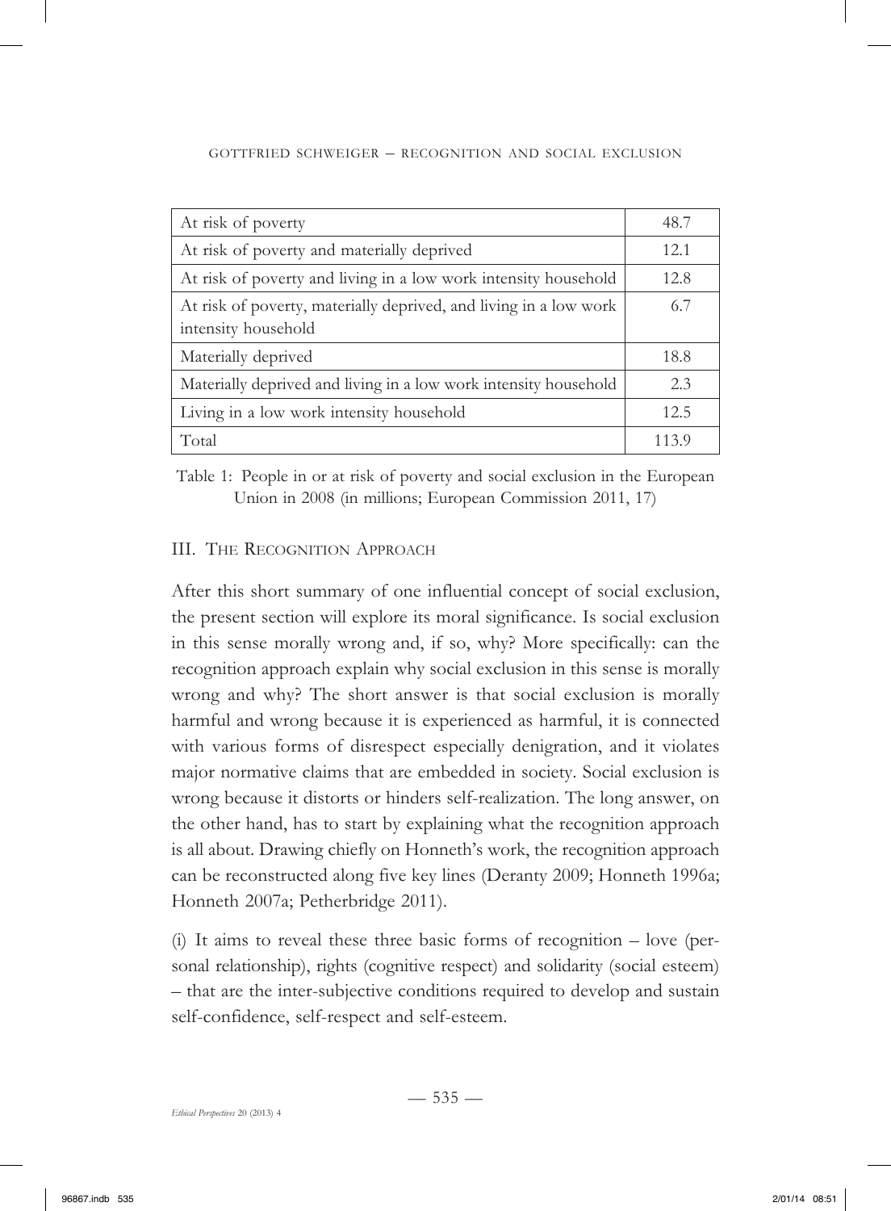| At risk of poverty | 48.7 |
|---|---|
| At risk of poverty and materially deprived | 12.1 |
| At risk of poverty and living in a low work intensity household | 12.8 |
| At risk of poverty, materially deprived, and living in a low work intensity household | 6.7 |
| Materially deprived | 18.8 |
| Materially deprived and living in a low work intensity household | 2.3 |
| Living in a low work intensity household | 12.5 |
| Total | 113.9 |

Table 1: People in or at risk of poverty and social exclusion in the European Union in 2008 (in millions; European Commission 2011, 17)

## III. The Recognition Approach

After this short summary of one influential concept of social exclusion, the present section will explore its moral significance. Is social exclusion in this sense morally wrong and, if so, why? More specifically: can the recognition approach explain why social exclusion in this sense is morally wrong and why? The short answer is that social exclusion is morally harmful and wrong because it is experienced as harmful, it is connected with various forms of disrespect especially denigration, and it violates major normative claims that are embedded in society. Social exclusion is wrong because it distorts or hinders self-realization. The long answer, on the other hand, has to start by explaining what the recognition approach is all about. Drawing chiefly on Honneth's work, the recognition approach can be reconstructed along five key lines (Deranty 2009; Honneth 1996a; Honneth 2007a; Petherbridge 2011).

(i) It aims to reveal these three basic forms of recognition – love (personal relationship), rights (cognitive respect) and solidarity (social esteem) – that are the inter-subjective conditions required to develop and sustain self-confidence, self-respect and self-esteem.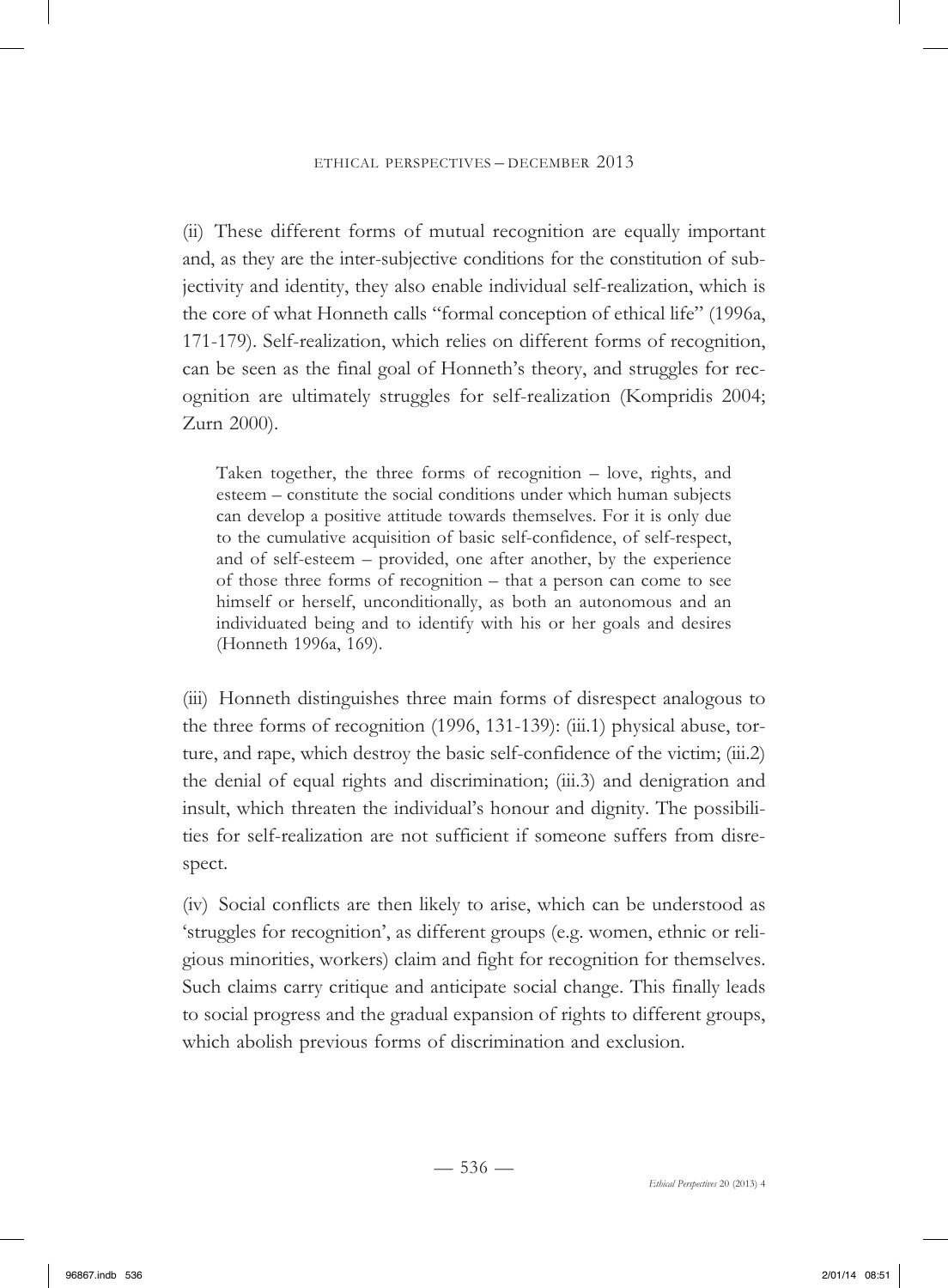(ii) These different forms of mutual recognition are equally important and, as they are the inter-subjective conditions for the constitution of subjectivity and identity, they also enable individual self-realization, which is the core of what Honneth calls "formal conception of ethical life" (1996a, 171-179). Self-realization, which relies on different forms of recognition, can be seen as the final goal of Honneth's theory, and struggles for recognition are ultimately struggles for self-realization (Kompridis 2004; Zurn 2000).

> Taken together, the three forms of recognition – love, rights, and esteem – constitute the social conditions under which human subjects can develop a positive attitude towards themselves. For it is only due to the cumulative acquisition of basic self-confidence, of self-respect, and of self-esteem – provided, one after another, by the experience of those three forms of recognition – that a person can come to see himself or herself, unconditionally, as both an autonomous and an individuated being and to identify with his or her goals and desires (Honneth 1996a, 169).

(iii) Honneth distinguishes three main forms of disrespect analogous to the three forms of recognition (1996, 131-139): (iii.1) physical abuse, torture, and rape, which destroy the basic self-confidence of the victim; (iii.2) the denial of equal rights and discrimination; (iii.3) and denigration and insult, which threaten the individual's honour and dignity. The possibilities for self-realization are not sufficient if someone suffers from disrespect.

(iv) Social conflicts are then likely to arise, which can be understood as 'struggles for recognition', as different groups (e.g. women, ethnic or religious minorities, workers) claim and fight for recognition for themselves. Such claims carry critique and anticipate social change. This finally leads to social progress and the gradual expansion of rights to different groups, which abolish previous forms of discrimination and exclusion.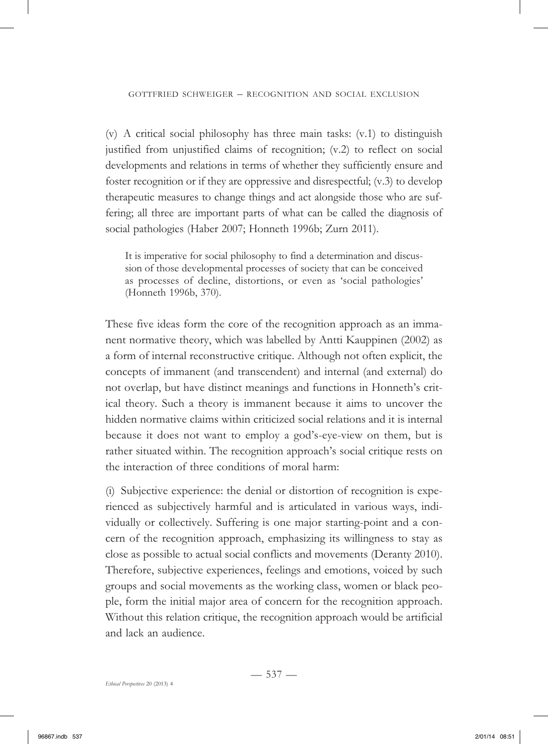(v) A critical social philosophy has three main tasks: (v.1) to distinguish justified from unjustified claims of recognition; (v.2) to reflect on social developments and relations in terms of whether they sufficiently ensure and foster recognition or if they are oppressive and disrespectful; (v.3) to develop therapeutic measures to change things and act alongside those who are suffering; all three are important parts of what can be called the diagnosis of social pathologies (Haber 2007; Honneth 1996b; Zurn 2011).

> It is imperative for social philosophy to find a determination and discussion of those developmental processes of society that can be conceived as processes of decline, distortions, or even as 'social pathologies' (Honneth 1996b, 370).

These five ideas form the core of the recognition approach as an immanent normative theory, which was labelled by Antti Kauppinen (2002) as a form of internal reconstructive critique. Although not often explicit, the concepts of immanent (and transcendent) and internal (and external) do not overlap, but have distinct meanings and functions in Honneth's critical theory. Such a theory is immanent because it aims to uncover the hidden normative claims within criticized social relations and it is internal because it does not want to employ a god's-eye-view on them, but is rather situated within. The recognition approach's social critique rests on the interaction of three conditions of moral harm:

(i) Subjective experience: the denial or distortion of recognition is experienced as subjectively harmful and is articulated in various ways, individually or collectively. Suffering is one major starting-point and a concern of the recognition approach, emphasizing its willingness to stay as close as possible to actual social conflicts and movements (Deranty 2010). Therefore, subjective experiences, feelings and emotions, voiced by such groups and social movements as the working class, women or black people, form the initial major area of concern for the recognition approach. Without this relation critique, the recognition approach would be artificial and lack an audience.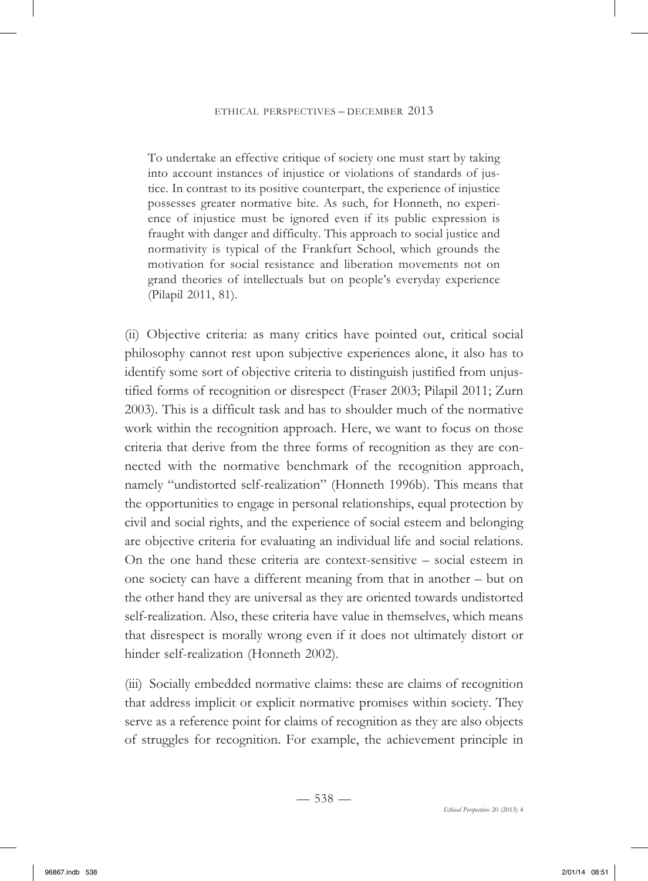> To undertake an effective critique of society one must start by taking into account instances of injustice or violations of standards of justice. In contrast to its positive counterpart, the experience of injustice possesses greater normative bite. As such, for Honneth, no experience of injustice must be ignored even if its public expression is fraught with danger and difficulty. This approach to social justice and normativity is typical of the Frankfurt School, which grounds the motivation for social resistance and liberation movements not on grand theories of intellectuals but on people's everyday experience (Pilapil 2011, 81).

(ii) Objective criteria: as many critics have pointed out, critical social philosophy cannot rest upon subjective experiences alone, it also has to identify some sort of objective criteria to distinguish justified from unjustified forms of recognition or disrespect (Fraser 2003; Pilapil 2011; Zurn 2003). This is a difficult task and has to shoulder much of the normative work within the recognition approach. Here, we want to focus on those criteria that derive from the three forms of recognition as they are connected with the normative benchmark of the recognition approach, namely "undistorted self-realization" (Honneth 1996b). This means that the opportunities to engage in personal relationships, equal protection by civil and social rights, and the experience of social esteem and belonging are objective criteria for evaluating an individual life and social relations. On the one hand these criteria are context-sensitive – social esteem in one society can have a different meaning from that in another – but on the other hand they are universal as they are oriented towards undistorted self-realization. Also, these criteria have value in themselves, which means that disrespect is morally wrong even if it does not ultimately distort or hinder self-realization (Honneth 2002).

(iii) Socially embedded normative claims: these are claims of recognition that address implicit or explicit normative promises within society. They serve as a reference point for claims of recognition as they are also objects of struggles for recognition. For example, the achievement principle in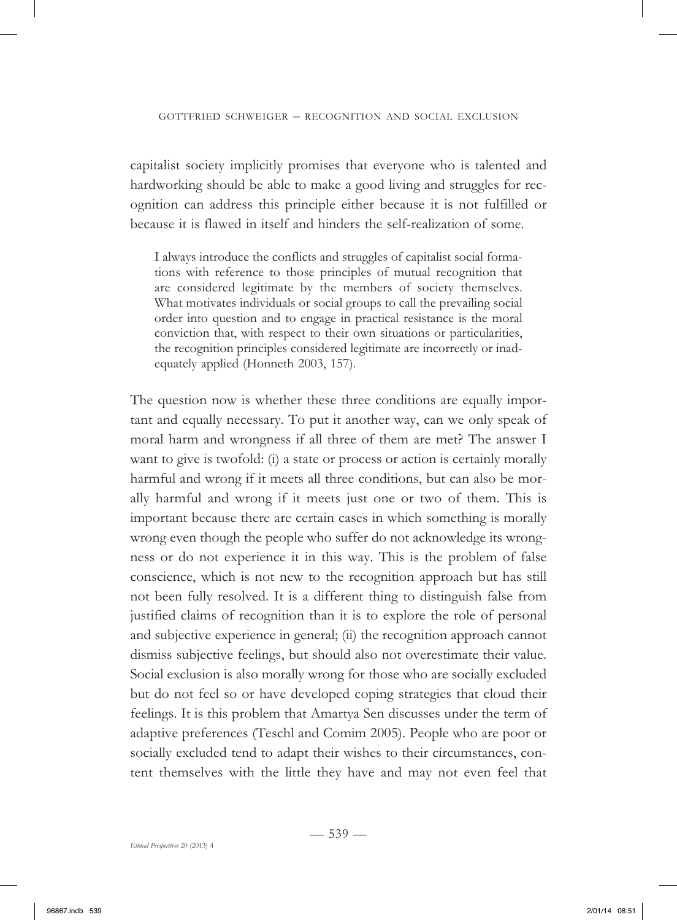capitalist society implicitly promises that everyone who is talented and hardworking should be able to make a good living and struggles for recognition can address this principle either because it is not fulfilled or because it is flawed in itself and hinders the self-realization of some.

> I always introduce the conflicts and struggles of capitalist social formations with reference to those principles of mutual recognition that are considered legitimate by the members of society themselves. What motivates individuals or social groups to call the prevailing social order into question and to engage in practical resistance is the moral conviction that, with respect to their own situations or particularities, the recognition principles considered legitimate are incorrectly or inadequately applied (Honneth 2003, 157).

The question now is whether these three conditions are equally important and equally necessary. To put it another way, can we only speak of moral harm and wrongness if all three of them are met? The answer I want to give is twofold: (i) a state or process or action is certainly morally harmful and wrong if it meets all three conditions, but can also be morally harmful and wrong if it meets just one or two of them. This is important because there are certain cases in which something is morally wrong even though the people who suffer do not acknowledge its wrongness or do not experience it in this way. This is the problem of false conscience, which is not new to the recognition approach but has still not been fully resolved. It is a different thing to distinguish false from justified claims of recognition than it is to explore the role of personal and subjective experience in general; (ii) the recognition approach cannot dismiss subjective feelings, but should also not overestimate their value. Social exclusion is also morally wrong for those who are socially excluded but do not feel so or have developed coping strategies that cloud their feelings. It is this problem that Amartya Sen discusses under the term of adaptive preferences (Teschl and Comim 2005). People who are poor or socially excluded tend to adapt their wishes to their circumstances, content themselves with the little they have and may not even feel that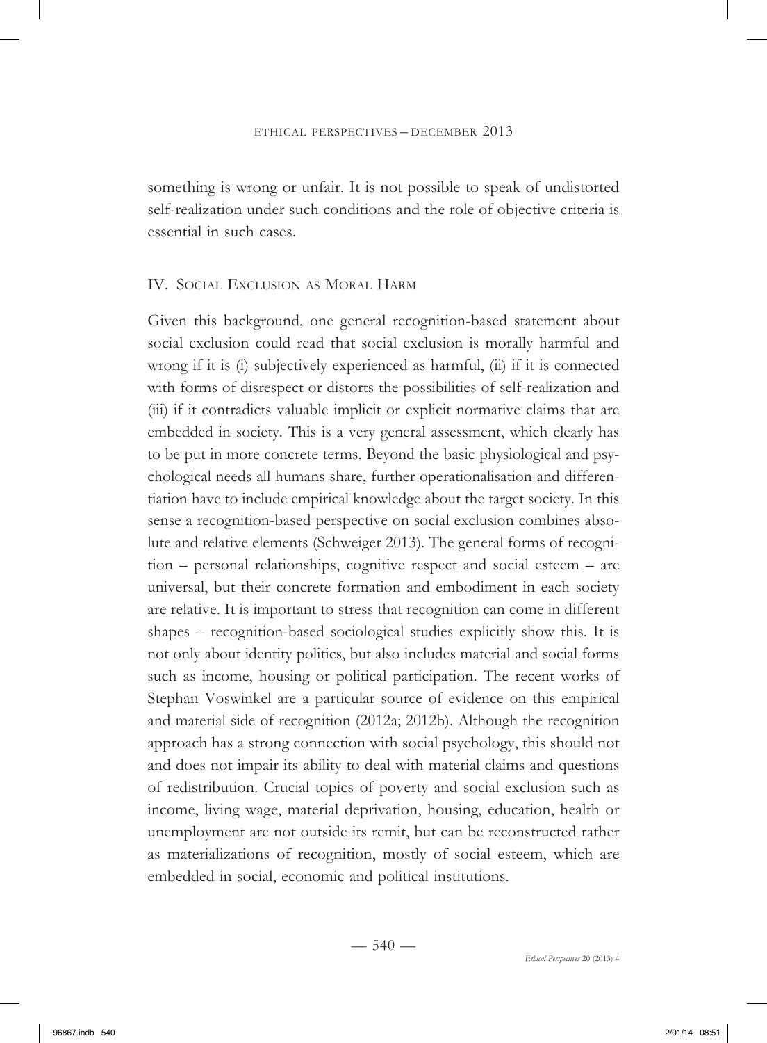something is wrong or unfair. It is not possible to speak of undistorted self-realization under such conditions and the role of objective criteria is essential in such cases.

## IV. Social Exclusion as Moral Harm

Given this background, one general recognition-based statement about social exclusion could read that social exclusion is morally harmful and wrong if it is (i) subjectively experienced as harmful, (ii) if it is connected with forms of disrespect or distorts the possibilities of self-realization and (iii) if it contradicts valuable implicit or explicit normative claims that are embedded in society. This is a very general assessment, which clearly has to be put in more concrete terms. Beyond the basic physiological and psychological needs all humans share, further operationalisation and differentiation have to include empirical knowledge about the target society. In this sense a recognition-based perspective on social exclusion combines absolute and relative elements (Schweiger 2013). The general forms of recognition – personal relationships, cognitive respect and social esteem – are universal, but their concrete formation and embodiment in each society are relative. It is important to stress that recognition can come in different shapes – recognition-based sociological studies explicitly show this. It is not only about identity politics, but also includes material and social forms such as income, housing or political participation. The recent works of Stephan Voswinkel are a particular source of evidence on this empirical and material side of recognition (2012a; 2012b). Although the recognition approach has a strong connection with social psychology, this should not and does not impair its ability to deal with material claims and questions of redistribution. Crucial topics of poverty and social exclusion such as income, living wage, material deprivation, housing, education, health or unemployment are not outside its remit, but can be reconstructed rather as materializations of recognition, mostly of social esteem, which are embedded in social, economic and political institutions.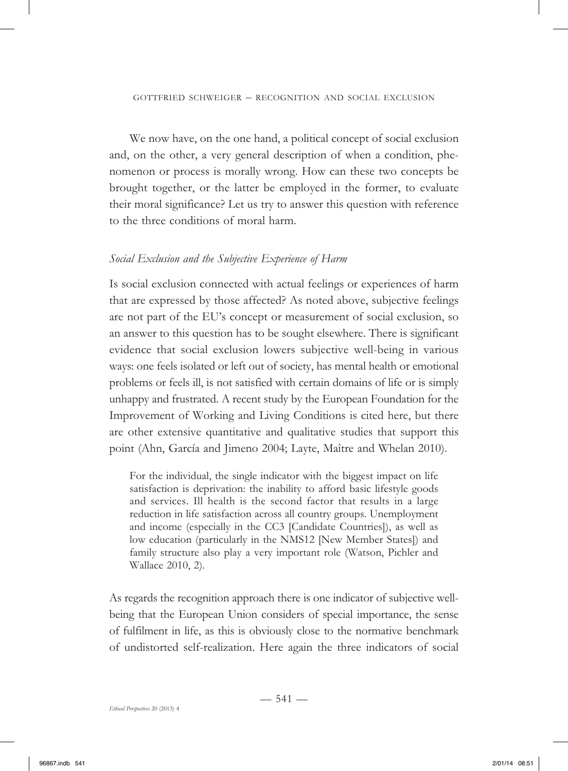We now have, on the one hand, a political concept of social exclusion and, on the other, a very general description of when a condition, phenomenon or process is morally wrong. How can these two concepts be brought together, or the latter be employed in the former, to evaluate their moral significance? Let us try to answer this question with reference to the three conditions of moral harm.

### *Social Exclusion and the Subjective Experience of Harm*

Is social exclusion connected with actual feelings or experiences of harm that are expressed by those affected? As noted above, subjective feelings are not part of the EU's concept or measurement of social exclusion, so an answer to this question has to be sought elsewhere. There is significant evidence that social exclusion lowers subjective well-being in various ways: one feels isolated or left out of society, has mental health or emotional problems or feels ill, is not satisfied with certain domains of life or is simply unhappy and frustrated. A recent study by the European Foundation for the Improvement of Working and Living Conditions is cited here, but there are other extensive quantitative and qualitative studies that support this point (Ahn, García and Jimeno 2004; Layte, Maître and Whelan 2010).

> For the individual, the single indicator with the biggest impact on life satisfaction is deprivation: the inability to afford basic lifestyle goods and services. Ill health is the second factor that results in a large reduction in life satisfaction across all country groups. Unemployment and income (especially in the CC3 [Candidate Countries]), as well as low education (particularly in the NMS12 [New Member States]) and family structure also play a very important role (Watson, Pichler and Wallace 2010, 2).

As regards the recognition approach there is one indicator of subjective well-being that the European Union considers of special importance, the sense of fulfilment in life, as this is obviously close to the normative benchmark of undistorted self-realization. Here again the three indicators of social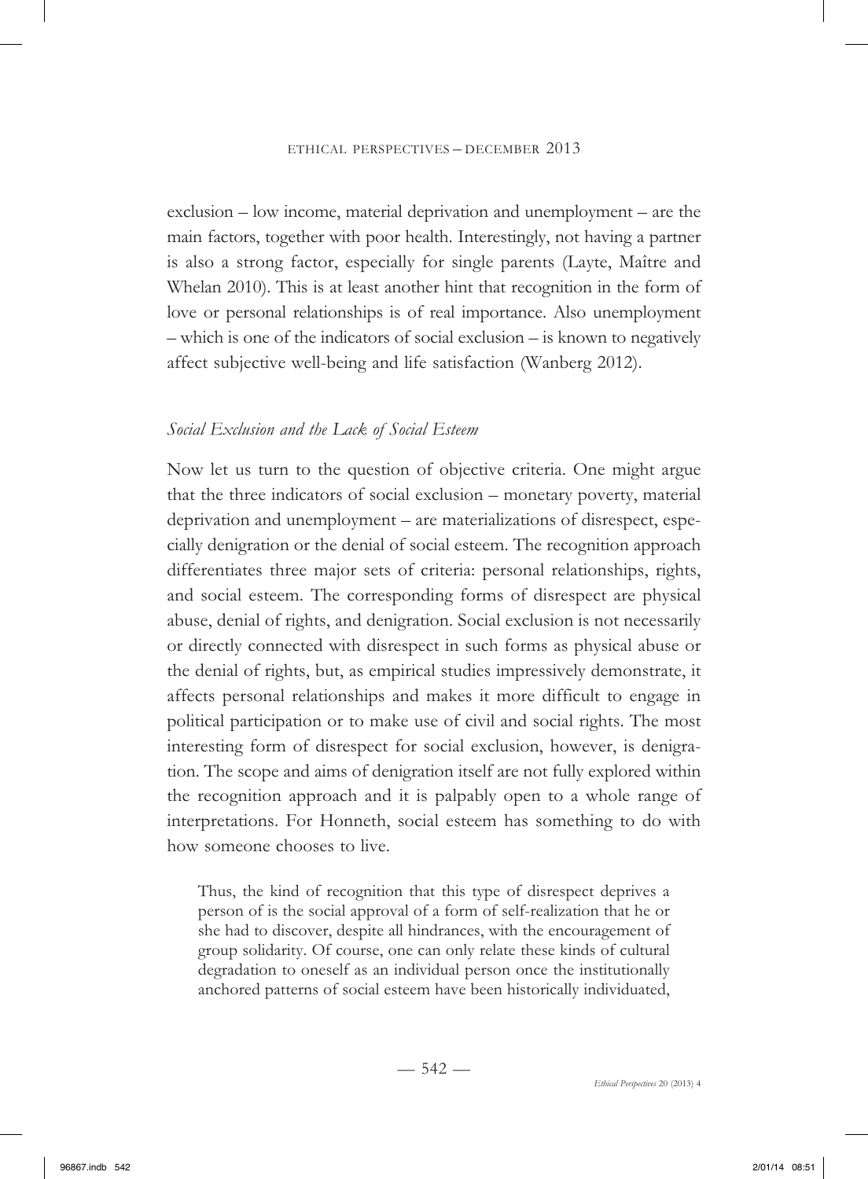exclusion – low income, material deprivation and unemployment – are the main factors, together with poor health. Interestingly, not having a partner is also a strong factor, especially for single parents (Layte, Maître and Whelan 2010). This is at least another hint that recognition in the form of love or personal relationships is of real importance. Also unemployment – which is one of the indicators of social exclusion – is known to negatively affect subjective well-being and life satisfaction (Wanberg 2012).

### *Social Exclusion and the Lack of Social Esteem*

Now let us turn to the question of objective criteria. One might argue that the three indicators of social exclusion – monetary poverty, material deprivation and unemployment – are materializations of disrespect, especially denigration or the denial of social esteem. The recognition approach differentiates three major sets of criteria: personal relationships, rights, and social esteem. The corresponding forms of disrespect are physical abuse, denial of rights, and denigration. Social exclusion is not necessarily or directly connected with disrespect in such forms as physical abuse or the denial of rights, but, as empirical studies impressively demonstrate, it affects personal relationships and makes it more difficult to engage in political participation or to make use of civil and social rights. The most interesting form of disrespect for social exclusion, however, is denigration. The scope and aims of denigration itself are not fully explored within the recognition approach and it is palpably open to a whole range of interpretations. For Honneth, social esteem has something to do with how someone chooses to live.

> Thus, the kind of recognition that this type of disrespect deprives a person of is the social approval of a form of self-realization that he or she had to discover, despite all hindrances, with the encouragement of group solidarity. Of course, one can only relate these kinds of cultural degradation to oneself as an individual person once the institutionally anchored patterns of social esteem have been historically individuated,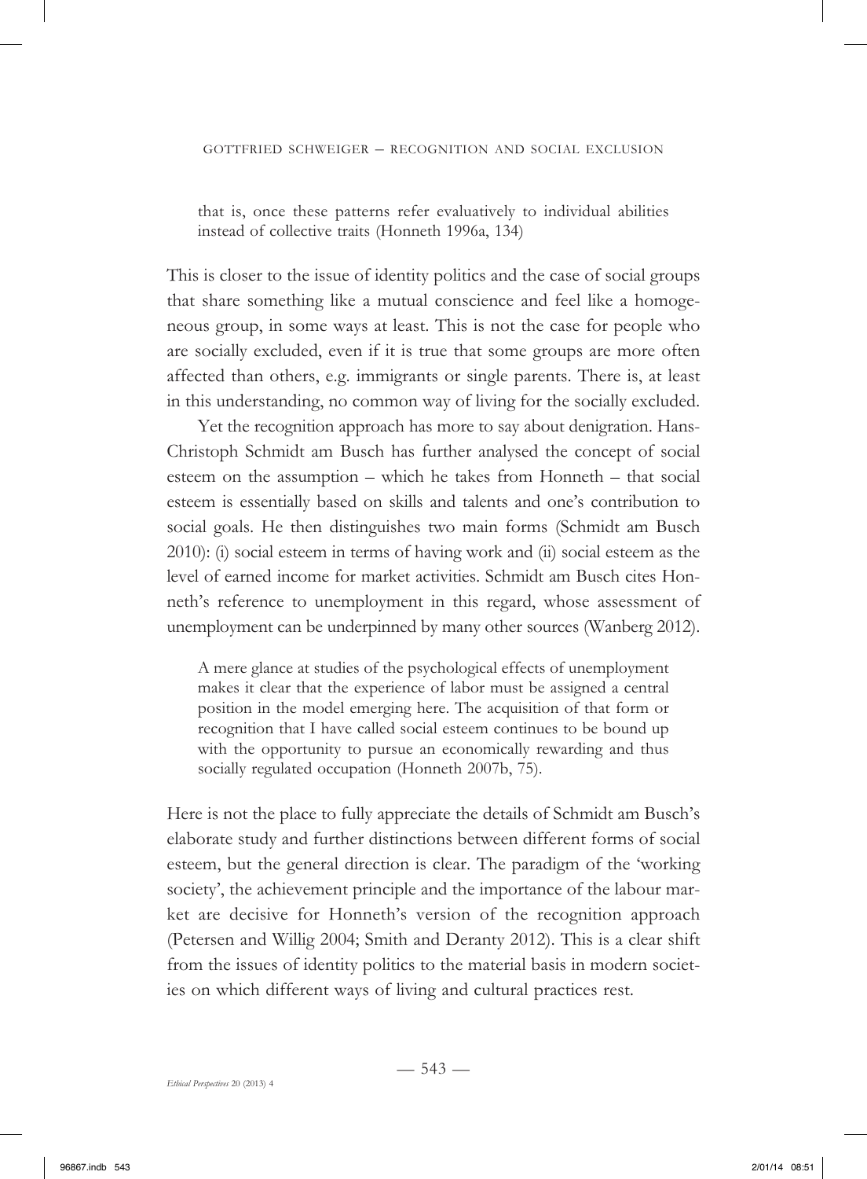> that is, once these patterns refer evaluatively to individual abilities instead of collective traits (Honneth 1996a, 134)

This is closer to the issue of identity politics and the case of social groups that share something like a mutual conscience and feel like a homogeneous group, in some ways at least. This is not the case for people who are socially excluded, even if it is true that some groups are more often affected than others, e.g. immigrants or single parents. There is, at least in this understanding, no common way of living for the socially excluded.

Yet the recognition approach has more to say about denigration. Hans-Christoph Schmidt am Busch has further analysed the concept of social esteem on the assumption – which he takes from Honneth – that social esteem is essentially based on skills and talents and one's contribution to social goals. He then distinguishes two main forms (Schmidt am Busch 2010): (i) social esteem in terms of having work and (ii) social esteem as the level of earned income for market activities. Schmidt am Busch cites Honneth's reference to unemployment in this regard, whose assessment of unemployment can be underpinned by many other sources (Wanberg 2012).

> A mere glance at studies of the psychological effects of unemployment makes it clear that the experience of labor must be assigned a central position in the model emerging here. The acquisition of that form or recognition that I have called social esteem continues to be bound up with the opportunity to pursue an economically rewarding and thus socially regulated occupation (Honneth 2007b, 75).

Here is not the place to fully appreciate the details of Schmidt am Busch's elaborate study and further distinctions between different forms of social esteem, but the general direction is clear. The paradigm of the 'working society', the achievement principle and the importance of the labour market are decisive for Honneth's version of the recognition approach (Petersen and Willig 2004; Smith and Deranty 2012). This is a clear shift from the issues of identity politics to the material basis in modern societies on which different ways of living and cultural practices rest.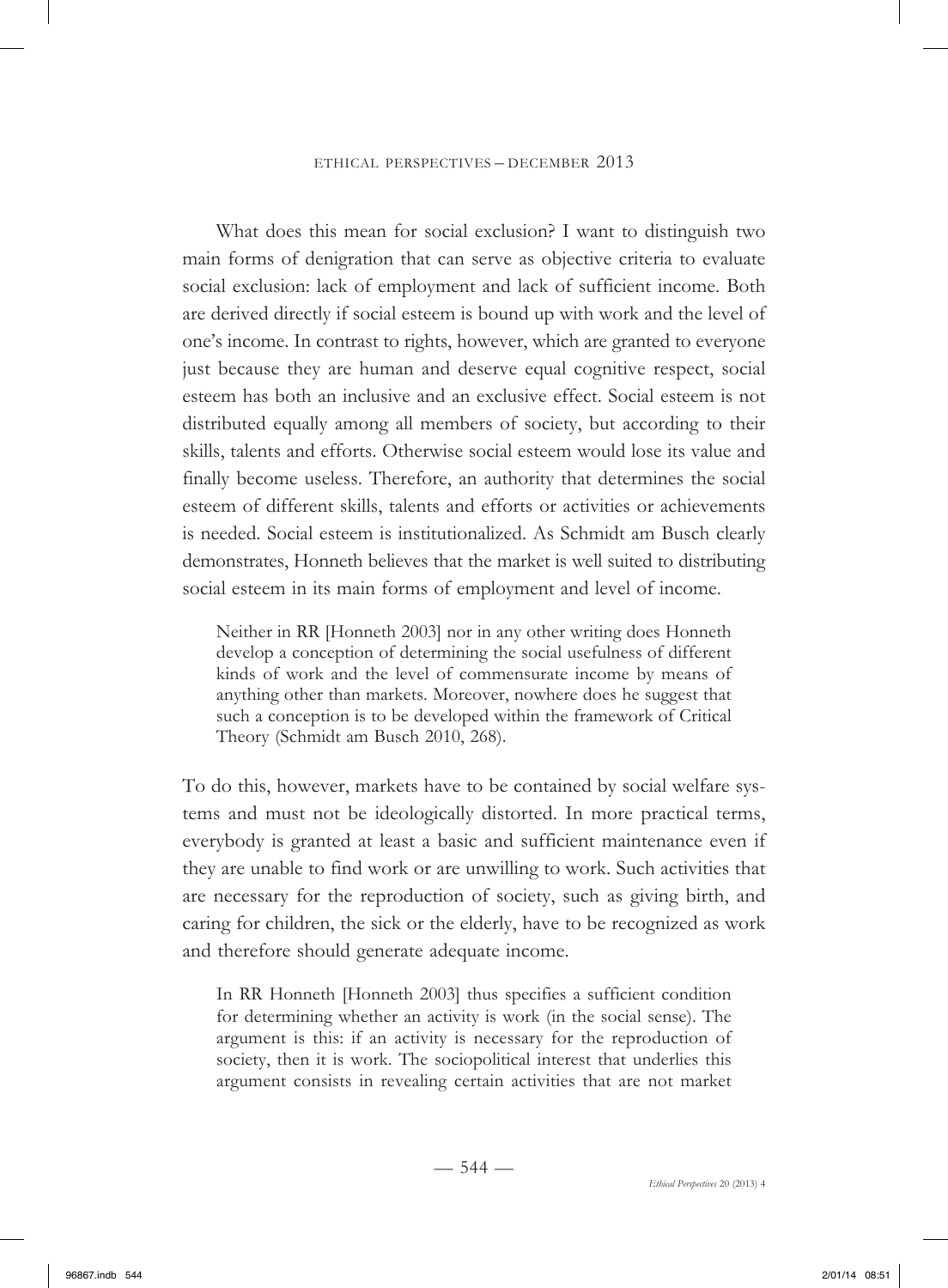What does this mean for social exclusion? I want to distinguish two main forms of denigration that can serve as objective criteria to evaluate social exclusion: lack of employment and lack of sufficient income. Both are derived directly if social esteem is bound up with work and the level of one's income. In contrast to rights, however, which are granted to everyone just because they are human and deserve equal cognitive respect, social esteem has both an inclusive and an exclusive effect. Social esteem is not distributed equally among all members of society, but according to their skills, talents and efforts. Otherwise social esteem would lose its value and finally become useless. Therefore, an authority that determines the social esteem of different skills, talents and efforts or activities or achievements is needed. Social esteem is institutionalized. As Schmidt am Busch clearly demonstrates, Honneth believes that the market is well suited to distributing social esteem in its main forms of employment and level of income.

> Neither in RR [Honneth 2003] nor in any other writing does Honneth develop a conception of determining the social usefulness of different kinds of work and the level of commensurate income by means of anything other than markets. Moreover, nowhere does he suggest that such a conception is to be developed within the framework of Critical Theory (Schmidt am Busch 2010, 268).

To do this, however, markets have to be contained by social welfare systems and must not be ideologically distorted. In more practical terms, everybody is granted at least a basic and sufficient maintenance even if they are unable to find work or are unwilling to work. Such activities that are necessary for the reproduction of society, such as giving birth, and caring for children, the sick or the elderly, have to be recognized as work and therefore should generate adequate income.

> In RR Honneth [Honneth 2003] thus specifies a sufficient condition for determining whether an activity is work (in the social sense). The argument is this: if an activity is necessary for the reproduction of society, then it is work. The sociopolitical interest that underlies this argument consists in revealing certain activities that are not market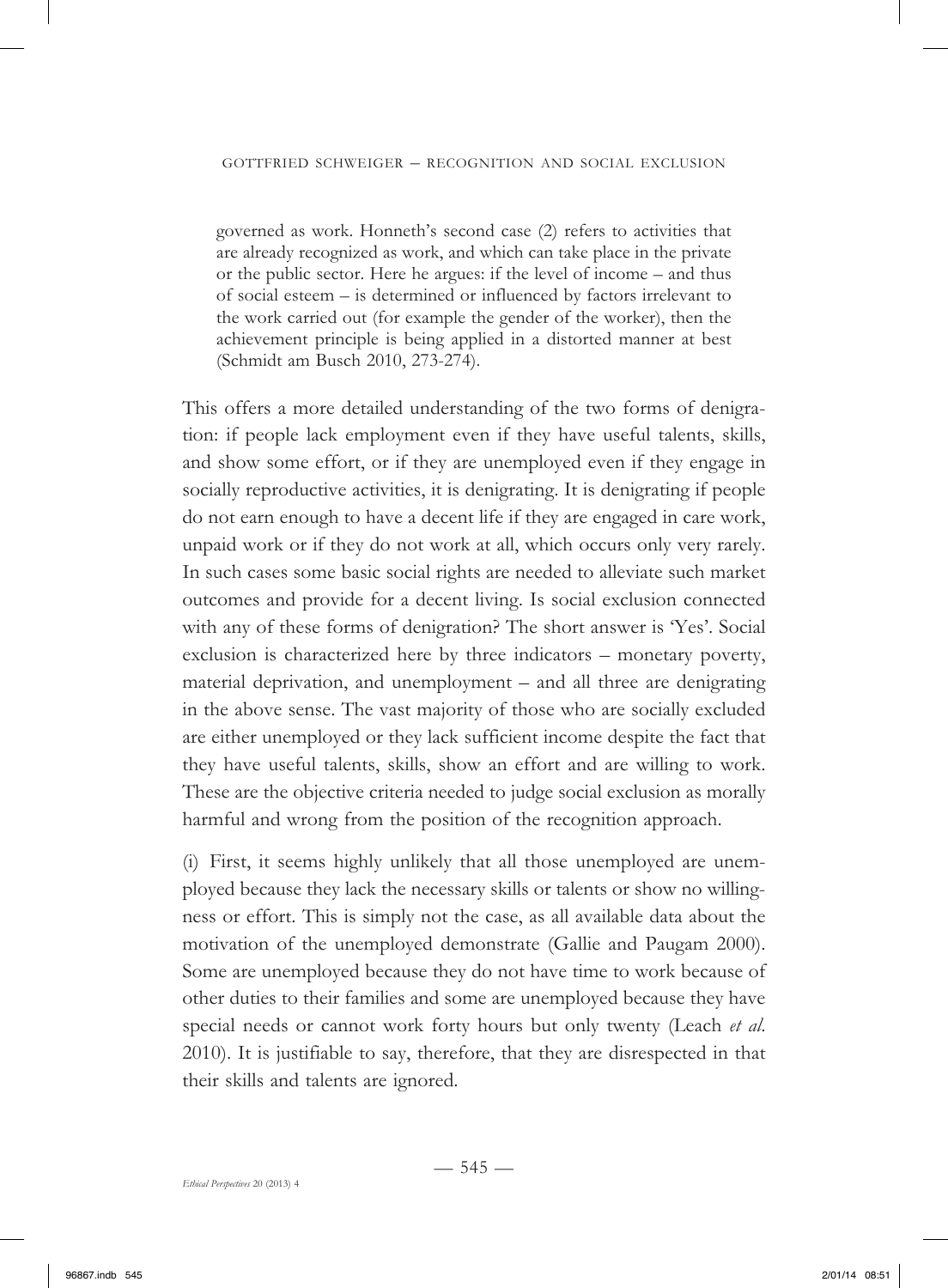governed as work. Honneth's second case (2) refers to activities that are already recognized as work, and which can take place in the private or the public sector. Here he argues: if the level of income – and thus of social esteem – is determined or influenced by factors irrelevant to the work carried out (for example the gender of the worker), then the achievement principle is being applied in a distorted manner at best (Schmidt am Busch 2010, 273-274).

This offers a more detailed understanding of the two forms of denigration: if people lack employment even if they have useful talents, skills, and show some effort, or if they are unemployed even if they engage in socially reproductive activities, it is denigrating. It is denigrating if people do not earn enough to have a decent life if they are engaged in care work, unpaid work or if they do not work at all, which occurs only very rarely. In such cases some basic social rights are needed to alleviate such market outcomes and provide for a decent living. Is social exclusion connected with any of these forms of denigration? The short answer is 'Yes'. Social exclusion is characterized here by three indicators – monetary poverty, material deprivation, and unemployment – and all three are denigrating in the above sense. The vast majority of those who are socially excluded are either unemployed or they lack sufficient income despite the fact that they have useful talents, skills, show an effort and are willing to work. These are the objective criteria needed to judge social exclusion as morally harmful and wrong from the position of the recognition approach.

(i) First, it seems highly unlikely that all those unemployed are unemployed because they lack the necessary skills or talents or show no willingness or effort. This is simply not the case, as all available data about the motivation of the unemployed demonstrate (Gallie and Paugam 2000). Some are unemployed because they do not have time to work because of other duties to their families and some are unemployed because they have special needs or cannot work forty hours but only twenty (Leach *et al.* 2010). It is justifiable to say, therefore, that they are disrespected in that their skills and talents are ignored.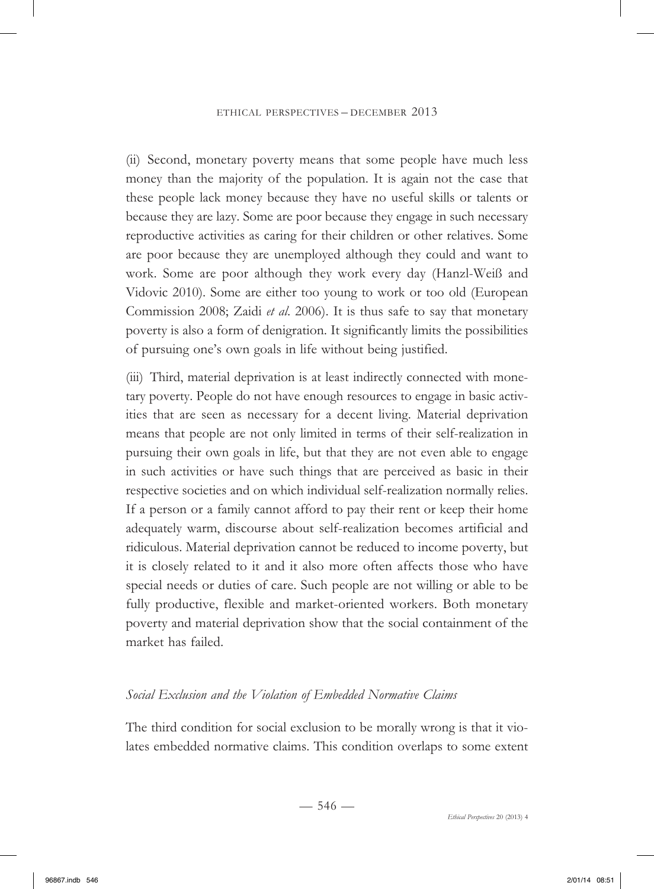(ii) Second, monetary poverty means that some people have much less money than the majority of the population. It is again not the case that these people lack money because they have no useful skills or talents or because they are lazy. Some are poor because they engage in such necessary reproductive activities as caring for their children or other relatives. Some are poor because they are unemployed although they could and want to work. Some are poor although they work every day (Hanzl-Weiß and Vidovic 2010). Some are either too young to work or too old (European Commission 2008; Zaidi *et al.* 2006). It is thus safe to say that monetary poverty is also a form of denigration. It significantly limits the possibilities of pursuing one's own goals in life without being justified.

(iii) Third, material deprivation is at least indirectly connected with monetary poverty. People do not have enough resources to engage in basic activities that are seen as necessary for a decent living. Material deprivation means that people are not only limited in terms of their self-realization in pursuing their own goals in life, but that they are not even able to engage in such activities or have such things that are perceived as basic in their respective societies and on which individual self-realization normally relies. If a person or a family cannot afford to pay their rent or keep their home adequately warm, discourse about self-realization becomes artificial and ridiculous. Material deprivation cannot be reduced to income poverty, but it is closely related to it and it also more often affects those who have special needs or duties of care. Such people are not willing or able to be fully productive, flexible and market-oriented workers. Both monetary poverty and material deprivation show that the social containment of the market has failed.

### *Social Exclusion and the Violation of Embedded Normative Claims*

The third condition for social exclusion to be morally wrong is that it violates embedded normative claims. This condition overlaps to some extent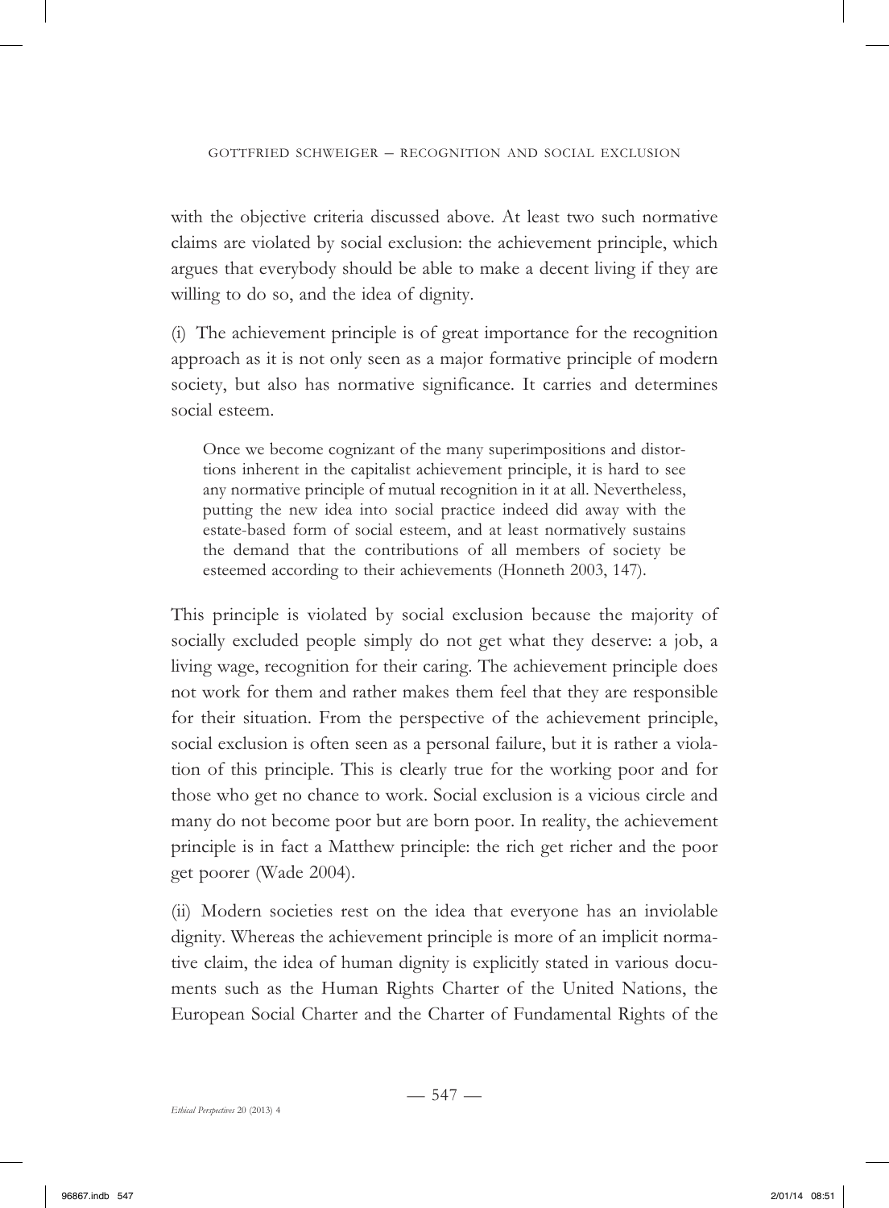with the objective criteria discussed above. At least two such normative claims are violated by social exclusion: the achievement principle, which argues that everybody should be able to make a decent living if they are willing to do so, and the idea of dignity.

(i) The achievement principle is of great importance for the recognition approach as it is not only seen as a major formative principle of modern society, but also has normative significance. It carries and determines social esteem.

> Once we become cognizant of the many superimpositions and distortions inherent in the capitalist achievement principle, it is hard to see any normative principle of mutual recognition in it at all. Nevertheless, putting the new idea into social practice indeed did away with the estate-based form of social esteem, and at least normatively sustains the demand that the contributions of all members of society be esteemed according to their achievements (Honneth 2003, 147).

This principle is violated by social exclusion because the majority of socially excluded people simply do not get what they deserve: a job, a living wage, recognition for their caring. The achievement principle does not work for them and rather makes them feel that they are responsible for their situation. From the perspective of the achievement principle, social exclusion is often seen as a personal failure, but it is rather a violation of this principle. This is clearly true for the working poor and for those who get no chance to work. Social exclusion is a vicious circle and many do not become poor but are born poor. In reality, the achievement principle is in fact a Matthew principle: the rich get richer and the poor get poorer (Wade 2004).

(ii) Modern societies rest on the idea that everyone has an inviolable dignity. Whereas the achievement principle is more of an implicit normative claim, the idea of human dignity is explicitly stated in various documents such as the Human Rights Charter of the United Nations, the European Social Charter and the Charter of Fundamental Rights of the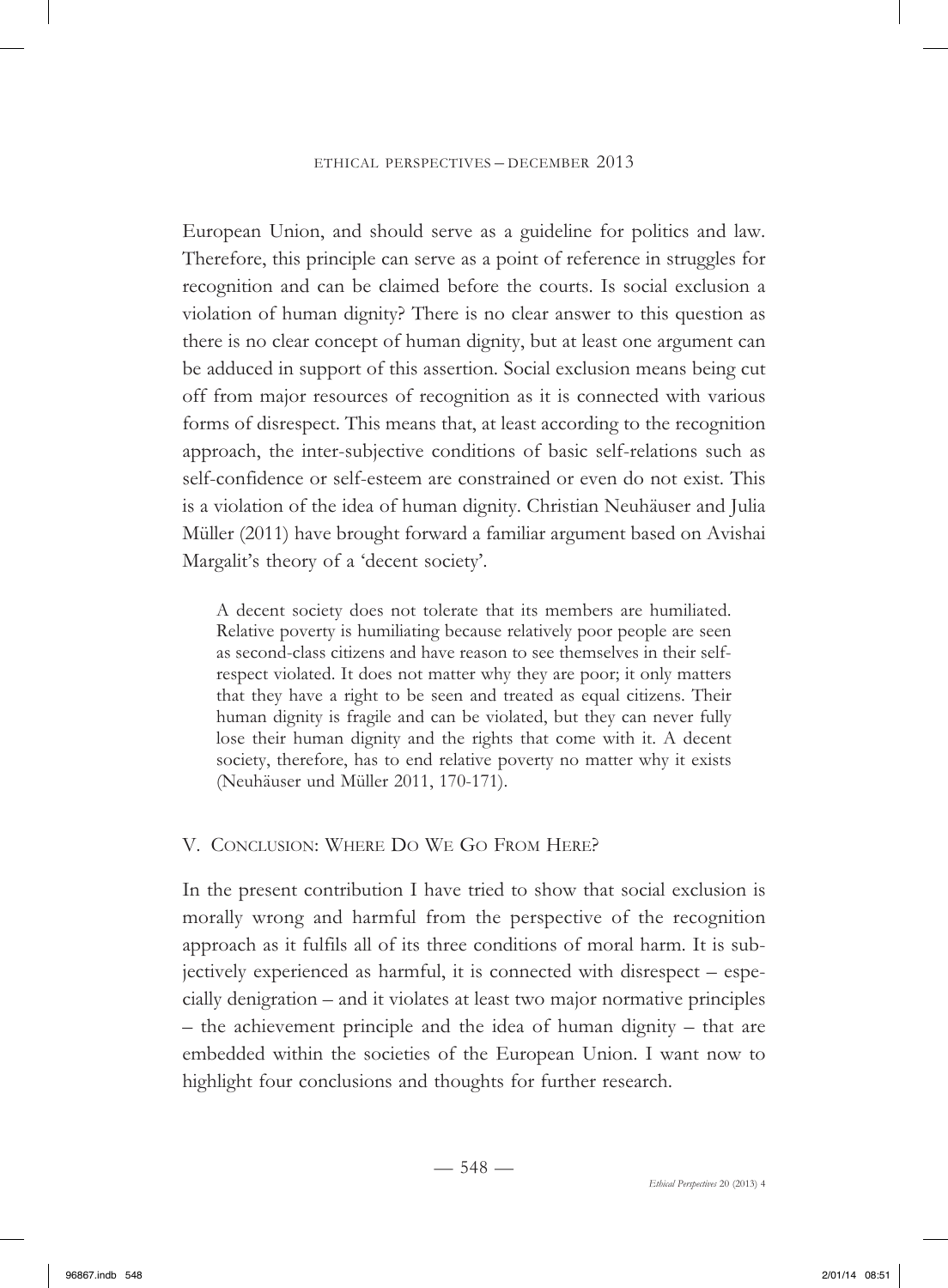European Union, and should serve as a guideline for politics and law. Therefore, this principle can serve as a point of reference in struggles for recognition and can be claimed before the courts. Is social exclusion a violation of human dignity? There is no clear answer to this question as there is no clear concept of human dignity, but at least one argument can be adduced in support of this assertion. Social exclusion means being cut off from major resources of recognition as it is connected with various forms of disrespect. This means that, at least according to the recognition approach, the inter-subjective conditions of basic self-relations such as self-confidence or self-esteem are constrained or even do not exist. This is a violation of the idea of human dignity. Christian Neuhäuser and Julia Müller (2011) have brought forward a familiar argument based on Avishai Margalit's theory of a 'decent society'.

> A decent society does not tolerate that its members are humiliated. Relative poverty is humiliating because relatively poor people are seen as second-class citizens and have reason to see themselves in their self-respect violated. It does not matter why they are poor; it only matters that they have a right to be seen and treated as equal citizens. Their human dignity is fragile and can be violated, but they can never fully lose their human dignity and the rights that come with it. A decent society, therefore, has to end relative poverty no matter why it exists (Neuhäuser und Müller 2011, 170-171).

## V. Conclusion: Where Do We Go From Here?

In the present contribution I have tried to show that social exclusion is morally wrong and harmful from the perspective of the recognition approach as it fulfils all of its three conditions of moral harm. It is subjectively experienced as harmful, it is connected with disrespect – especially denigration – and it violates at least two major normative principles – the achievement principle and the idea of human dignity – that are embedded within the societies of the European Union. I want now to highlight four conclusions and thoughts for further research.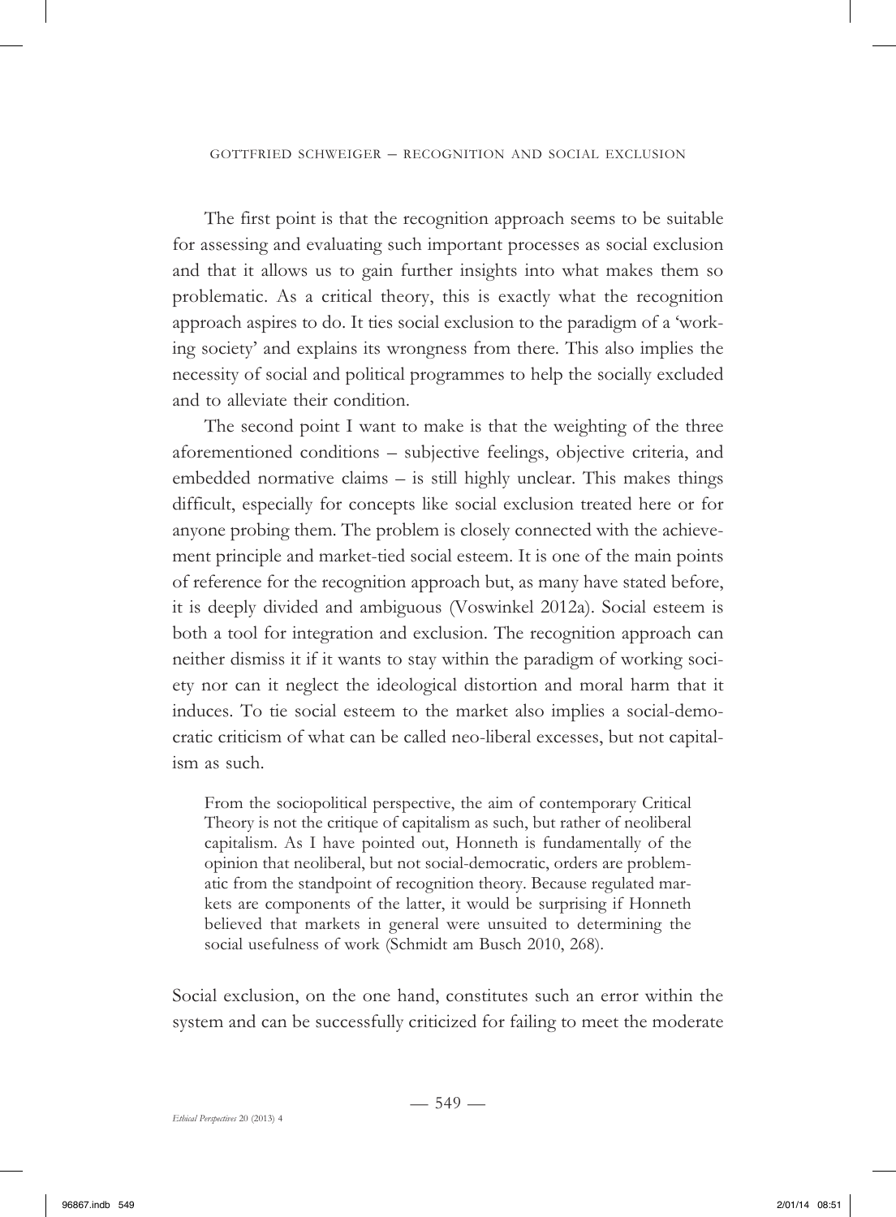The first point is that the recognition approach seems to be suitable for assessing and evaluating such important processes as social exclusion and that it allows us to gain further insights into what makes them so problematic. As a critical theory, this is exactly what the recognition approach aspires to do. It ties social exclusion to the paradigm of a 'working society' and explains its wrongness from there. This also implies the necessity of social and political programmes to help the socially excluded and to alleviate their condition.

The second point I want to make is that the weighting of the three aforementioned conditions – subjective feelings, objective criteria, and embedded normative claims – is still highly unclear. This makes things difficult, especially for concepts like social exclusion treated here or for anyone probing them. The problem is closely connected with the achievement principle and market-tied social esteem. It is one of the main points of reference for the recognition approach but, as many have stated before, it is deeply divided and ambiguous (Voswinkel 2012a). Social esteem is both a tool for integration and exclusion. The recognition approach can neither dismiss it if it wants to stay within the paradigm of working society nor can it neglect the ideological distortion and moral harm that it induces. To tie social esteem to the market also implies a social-democratic criticism of what can be called neo-liberal excesses, but not capitalism as such.

> From the sociopolitical perspective, the aim of contemporary Critical Theory is not the critique of capitalism as such, but rather of neoliberal capitalism. As I have pointed out, Honneth is fundamentally of the opinion that neoliberal, but not social-democratic, orders are problematic from the standpoint of recognition theory. Because regulated markets are components of the latter, it would be surprising if Honneth believed that markets in general were unsuited to determining the social usefulness of work (Schmidt am Busch 2010, 268).

Social exclusion, on the one hand, constitutes such an error within the system and can be successfully criticized for failing to meet the moderate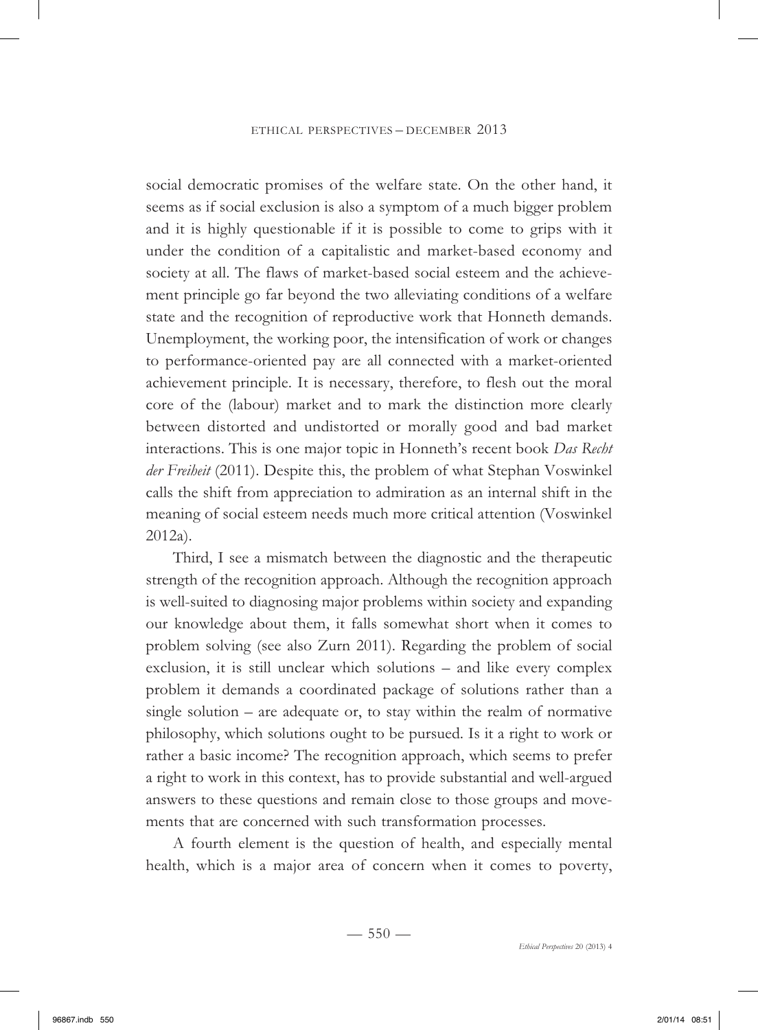social democratic promises of the welfare state. On the other hand, it seems as if social exclusion is also a symptom of a much bigger problem and it is highly questionable if it is possible to come to grips with it under the condition of a capitalistic and market-based economy and society at all. The flaws of market-based social esteem and the achievement principle go far beyond the two alleviating conditions of a welfare state and the recognition of reproductive work that Honneth demands. Unemployment, the working poor, the intensification of work or changes to performance-oriented pay are all connected with a market-oriented achievement principle. It is necessary, therefore, to flesh out the moral core of the (labour) market and to mark the distinction more clearly between distorted and undistorted or morally good and bad market interactions. This is one major topic in Honneth's recent book *Das Recht der Freiheit* (2011). Despite this, the problem of what Stephan Voswinkel calls the shift from appreciation to admiration as an internal shift in the meaning of social esteem needs much more critical attention (Voswinkel 2012a).

Third, I see a mismatch between the diagnostic and the therapeutic strength of the recognition approach. Although the recognition approach is well-suited to diagnosing major problems within society and expanding our knowledge about them, it falls somewhat short when it comes to problem solving (see also Zurn 2011). Regarding the problem of social exclusion, it is still unclear which solutions – and like every complex problem it demands a coordinated package of solutions rather than a single solution – are adequate or, to stay within the realm of normative philosophy, which solutions ought to be pursued. Is it a right to work or rather a basic income? The recognition approach, which seems to prefer a right to work in this context, has to provide substantial and well-argued answers to these questions and remain close to those groups and movements that are concerned with such transformation processes.

A fourth element is the question of health, and especially mental health, which is a major area of concern when it comes to poverty,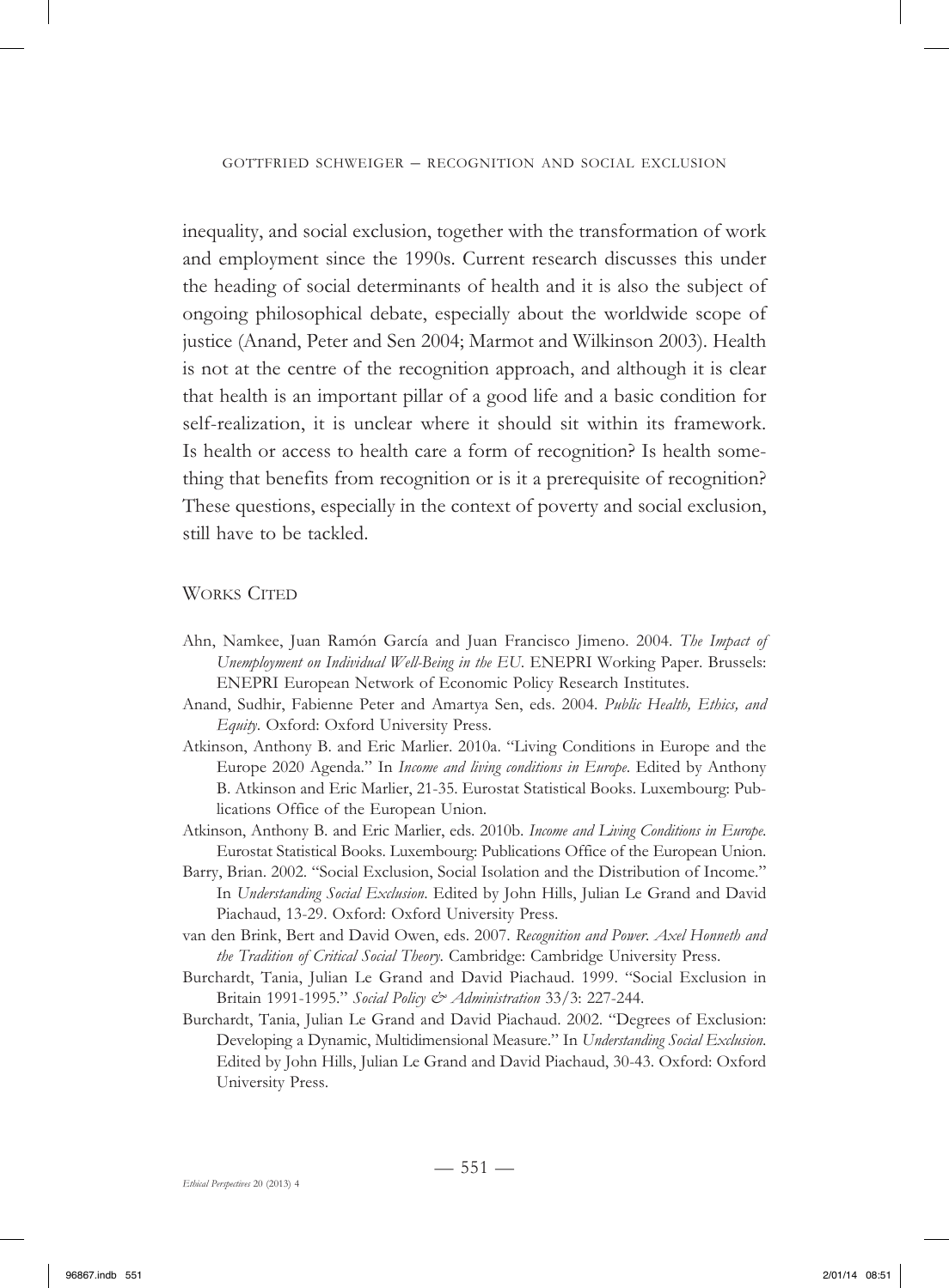inequality, and social exclusion, together with the transformation of work and employment since the 1990s. Current research discusses this under the heading of social determinants of health and it is also the subject of ongoing philosophical debate, especially about the worldwide scope of justice (Anand, Peter and Sen 2004; Marmot and Wilkinson 2003). Health is not at the centre of the recognition approach, and although it is clear that health is an important pillar of a good life and a basic condition for self-realization, it is unclear where it should sit within its framework. Is health or access to health care a form of recognition? Is health something that benefits from recognition or is it a prerequisite of recognition? These questions, especially in the context of poverty and social exclusion, still have to be tackled.

## Works Cited

Ahn, Namkee, Juan Ramón García and Juan Francisco Jimeno. 2004. *The Impact of Unemployment on Individual Well-Being in the EU*. ENEPRI Working Paper. Brussels: ENEPRI European Network of Economic Policy Research Institutes.

Anand, Sudhir, Fabienne Peter and Amartya Sen, eds. 2004. *Public Health, Ethics, and Equity*. Oxford: Oxford University Press.

Atkinson, Anthony B. and Eric Marlier. 2010a. "Living Conditions in Europe and the Europe 2020 Agenda." In *Income and living conditions in Europe*. Edited by Anthony B. Atkinson and Eric Marlier, 21-35. Eurostat Statistical Books. Luxembourg: Publications Office of the European Union.

Atkinson, Anthony B. and Eric Marlier, eds. 2010b. *Income and Living Conditions in Europe*. Eurostat Statistical Books. Luxembourg: Publications Office of the European Union.

Barry, Brian. 2002. "Social Exclusion, Social Isolation and the Distribution of Income." In *Understanding Social Exclusion*. Edited by John Hills, Julian Le Grand and David Piachaud, 13-29. Oxford: Oxford University Press.

van den Brink, Bert and David Owen, eds. 2007. *Recognition and Power. Axel Honneth and the Tradition of Critical Social Theory*. Cambridge: Cambridge University Press.

Burchardt, Tania, Julian Le Grand and David Piachaud. 1999. "Social Exclusion in Britain 1991-1995." *Social Policy & Administration* 33/3: 227-244.

Burchardt, Tania, Julian Le Grand and David Piachaud. 2002. "Degrees of Exclusion: Developing a Dynamic, Multidimensional Measure." In *Understanding Social Exclusion*. Edited by John Hills, Julian Le Grand and David Piachaud, 30-43. Oxford: Oxford University Press.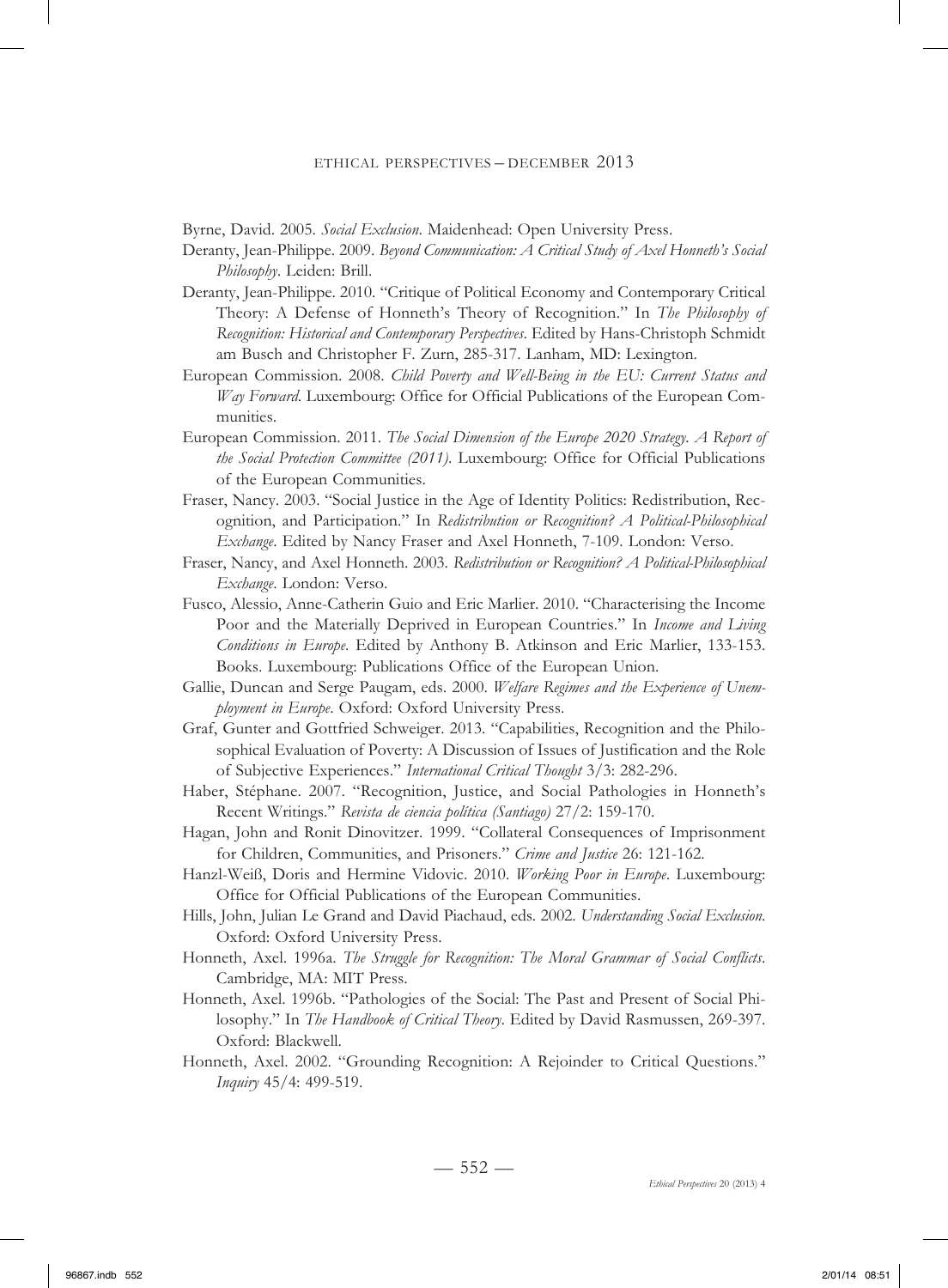Byrne, David. 2005. *Social Exclusion*. Maidenhead: Open University Press.

Deranty, Jean-Philippe. 2009. *Beyond Communication: A Critical Study of Axel Honneth's Social Philosophy*. Leiden: Brill.

Deranty, Jean-Philippe. 2010. "Critique of Political Economy and Contemporary Critical Theory: A Defense of Honneth's Theory of Recognition." In *The Philosophy of Recognition: Historical and Contemporary Perspectives*. Edited by Hans-Christoph Schmidt am Busch and Christopher F. Zurn, 285-317. Lanham, MD: Lexington.

European Commission. 2008. *Child Poverty and Well-Being in the EU: Current Status and Way Forward*. Luxembourg: Office for Official Publications of the European Communities.

European Commission. 2011. *The Social Dimension of the Europe 2020 Strategy. A Report of the Social Protection Committee (2011)*. Luxembourg: Office for Official Publications of the European Communities.

Fraser, Nancy. 2003. "Social Justice in the Age of Identity Politics: Redistribution, Recognition, and Participation." In *Redistribution or Recognition? A Political-Philosophical Exchange*. Edited by Nancy Fraser and Axel Honneth, 7-109. London: Verso.

Fraser, Nancy, and Axel Honneth. 2003. *Redistribution or Recognition? A Political-Philosophical Exchange*. London: Verso.

Fusco, Alessio, Anne-Catherin Guio and Eric Marlier. 2010. "Characterising the Income Poor and the Materially Deprived in European Countries." In *Income and Living Conditions in Europe*. Edited by Anthony B. Atkinson and Eric Marlier, 133-153. Books. Luxembourg: Publications Office of the European Union.

Gallie, Duncan and Serge Paugam, eds. 2000. *Welfare Regimes and the Experience of Unemployment in Europe*. Oxford: Oxford University Press.

Graf, Gunter and Gottfried Schweiger. 2013. "Capabilities, Recognition and the Philosophical Evaluation of Poverty: A Discussion of Issues of Justification and the Role of Subjective Experiences." *International Critical Thought* 3/3: 282-296.

Haber, Stéphane. 2007. "Recognition, Justice, and Social Pathologies in Honneth's Recent Writings." *Revista de ciencia política (Santiago)* 27/2: 159-170.

Hagan, John and Ronit Dinovitzer. 1999. "Collateral Consequences of Imprisonment for Children, Communities, and Prisoners." *Crime and Justice* 26: 121-162.

Hanzl-Weiß, Doris and Hermine Vidovic. 2010. *Working Poor in Europe*. Luxembourg: Office for Official Publications of the European Communities.

Hills, John, Julian Le Grand and David Piachaud, eds. 2002. *Understanding Social Exclusion*. Oxford: Oxford University Press.

Honneth, Axel. 1996a. *The Struggle for Recognition: The Moral Grammar of Social Conflicts*. Cambridge, MA: MIT Press.

Honneth, Axel. 1996b. "Pathologies of the Social: The Past and Present of Social Philosophy." In *The Handbook of Critical Theory*. Edited by David Rasmussen, 269-397. Oxford: Blackwell.

Honneth, Axel. 2002. "Grounding Recognition: A Rejoinder to Critical Questions." *Inquiry* 45/4: 499-519.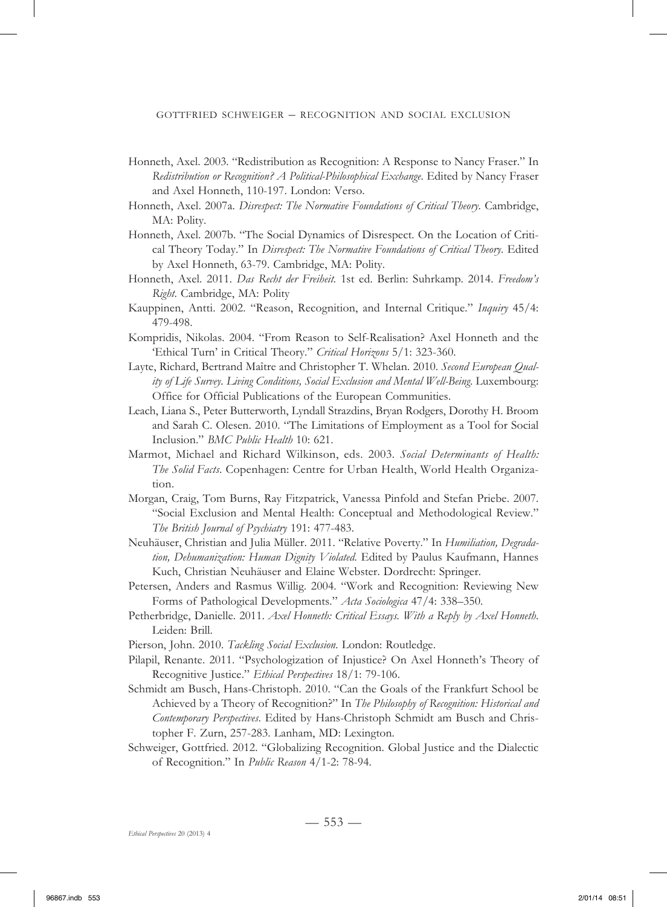Honneth, Axel. 2003. "Redistribution as Recognition: A Response to Nancy Fraser." In *Redistribution or Recognition? A Political-Philosophical Exchange*. Edited by Nancy Fraser and Axel Honneth, 110-197. London: Verso.

Honneth, Axel. 2007a. *Disrespect: The Normative Foundations of Critical Theory*. Cambridge, MA: Polity.

Honneth, Axel. 2007b. "The Social Dynamics of Disrespect. On the Location of Critical Theory Today." In *Disrespect: The Normative Foundations of Critical Theory*. Edited by Axel Honneth, 63-79. Cambridge, MA: Polity.

Honneth, Axel. 2011. *Das Recht der Freiheit*. 1st ed. Berlin: Suhrkamp. 2014. *Freedom's Right*. Cambridge, MA: Polity

Kauppinen, Antti. 2002. "Reason, Recognition, and Internal Critique." *Inquiry* 45/4: 479-498.

Kompridis, Nikolas. 2004. "From Reason to Self-Realisation? Axel Honneth and the 'Ethical Turn' in Critical Theory." *Critical Horizons* 5/1: 323-360.

Layte, Richard, Bertrand Maître and Christopher T. Whelan. 2010. *Second European Quality of Life Survey. Living Conditions, Social Exclusion and Mental Well-Being*. Luxembourg: Office for Official Publications of the European Communities.

Leach, Liana S., Peter Butterworth, Lyndall Strazdins, Bryan Rodgers, Dorothy H. Broom and Sarah C. Olesen. 2010. "The Limitations of Employment as a Tool for Social Inclusion." *BMC Public Health* 10: 621.

Marmot, Michael and Richard Wilkinson, eds. 2003. *Social Determinants of Health: The Solid Facts*. Copenhagen: Centre for Urban Health, World Health Organization.

Morgan, Craig, Tom Burns, Ray Fitzpatrick, Vanessa Pinfold and Stefan Priebe. 2007. "Social Exclusion and Mental Health: Conceptual and Methodological Review." *The British Journal of Psychiatry* 191: 477-483.

Neuhäuser, Christian and Julia Müller. 2011. "Relative Poverty." In *Humiliation, Degradation, Dehumanization: Human Dignity Violated*. Edited by Paulus Kaufmann, Hannes Kuch, Christian Neuhäuser and Elaine Webster. Dordrecht: Springer.

Petersen, Anders and Rasmus Willig. 2004. "Work and Recognition: Reviewing New Forms of Pathological Developments." *Acta Sociologica* 47/4: 338–350.

Petherbridge, Danielle. 2011. *Axel Honneth: Critical Essays. With a Reply by Axel Honneth*. Leiden: Brill.

Pierson, John. 2010. *Tackling Social Exclusion*. London: Routledge.

Pilapil, Renante. 2011. "Psychologization of Injustice? On Axel Honneth's Theory of Recognitive Justice." *Ethical Perspectives* 18/1: 79-106.

Schmidt am Busch, Hans-Christoph. 2010. "Can the Goals of the Frankfurt School be Achieved by a Theory of Recognition?" In *The Philosophy of Recognition: Historical and Contemporary Perspectives*. Edited by Hans-Christoph Schmidt am Busch and Christopher F. Zurn, 257-283. Lanham, MD: Lexington.

Schweiger, Gottfried. 2012. "Globalizing Recognition. Global Justice and the Dialectic of Recognition." In *Public Reason* 4/1-2: 78-94.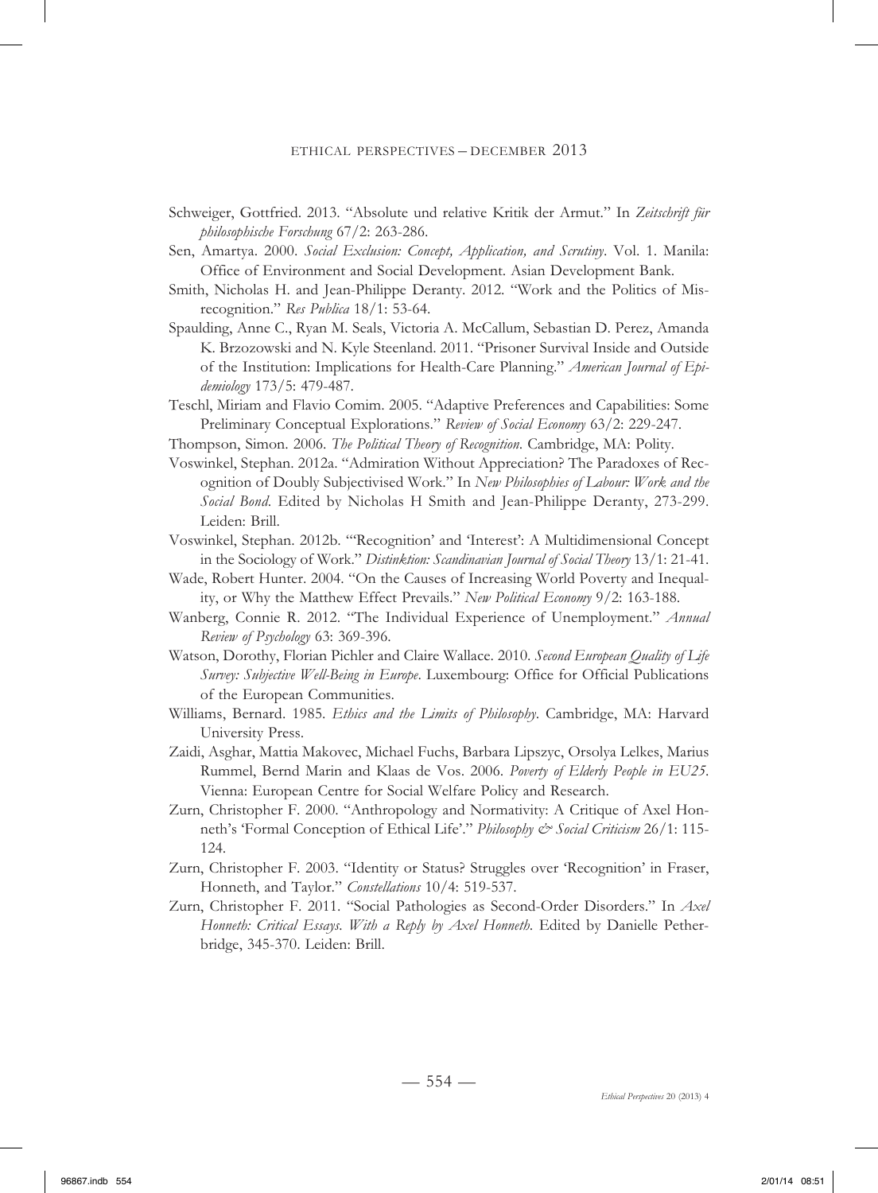Schweiger, Gottfried. 2013. "Absolute und relative Kritik der Armut." In *Zeitschrift für philosophische Forschung* 67/2: 263-286.

Sen, Amartya. 2000. *Social Exclusion: Concept, Application, and Scrutiny*. Vol. 1. Manila: Office of Environment and Social Development. Asian Development Bank.

Smith, Nicholas H. and Jean-Philippe Deranty. 2012. "Work and the Politics of Misrecognition." *Res Publica* 18/1: 53-64.

Spaulding, Anne C., Ryan M. Seals, Victoria A. McCallum, Sebastian D. Perez, Amanda K. Brzozowski and N. Kyle Steenland. 2011. "Prisoner Survival Inside and Outside of the Institution: Implications for Health-Care Planning." *American Journal of Epidemiology* 173/5: 479-487.

Teschl, Miriam and Flavio Comim. 2005. "Adaptive Preferences and Capabilities: Some Preliminary Conceptual Explorations." *Review of Social Economy* 63/2: 229-247.

Thompson, Simon. 2006. *The Political Theory of Recognition*. Cambridge, MA: Polity.

Voswinkel, Stephan. 2012a. "Admiration Without Appreciation? The Paradoxes of Recognition of Doubly Subjectivised Work." In *New Philosophies of Labour: Work and the Social Bond*. Edited by Nicholas H Smith and Jean-Philippe Deranty, 273-299. Leiden: Brill.

Voswinkel, Stephan. 2012b. "'Recognition' and 'Interest': A Multidimensional Concept in the Sociology of Work." *Distinktion: Scandinavian Journal of Social Theory* 13/1: 21-41.

Wade, Robert Hunter. 2004. "On the Causes of Increasing World Poverty and Inequality, or Why the Matthew Effect Prevails." *New Political Economy* 9/2: 163-188.

Wanberg, Connie R. 2012. "The Individual Experience of Unemployment." *Annual Review of Psychology* 63: 369-396.

Watson, Dorothy, Florian Pichler and Claire Wallace. 2010. *Second European Quality of Life Survey: Subjective Well-Being in Europe*. Luxembourg: Office for Official Publications of the European Communities.

Williams, Bernard. 1985. *Ethics and the Limits of Philosophy*. Cambridge, MA: Harvard University Press.

Zaidi, Asghar, Mattia Makovec, Michael Fuchs, Barbara Lipszyc, Orsolya Lelkes, Marius Rummel, Bernd Marin and Klaas de Vos. 2006. *Poverty of Elderly People in EU25*. Vienna: European Centre for Social Welfare Policy and Research.

Zurn, Christopher F. 2000. "Anthropology and Normativity: A Critique of Axel Honneth's 'Formal Conception of Ethical Life'." *Philosophy & Social Criticism* 26/1: 115-124.

Zurn, Christopher F. 2003. "Identity or Status? Struggles over 'Recognition' in Fraser, Honneth, and Taylor." *Constellations* 10/4: 519-537.

Zurn, Christopher F. 2011. "Social Pathologies as Second-Order Disorders." In *Axel Honneth: Critical Essays. With a Reply by Axel Honneth*. Edited by Danielle Petherbridge, 345-370. Leiden: Brill.